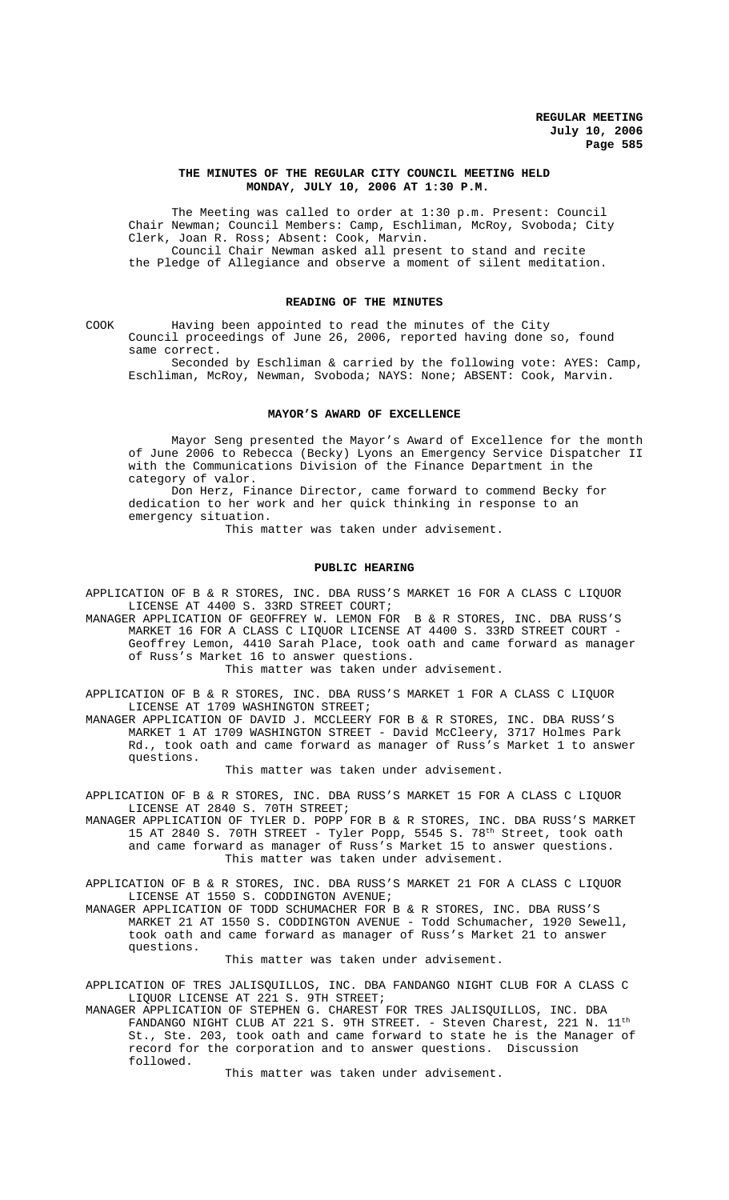# THE MINUTES OF THE REGULAR CITY COUNCIL MEETING HELD MONDAY, JULY 10, 2006 AT 1:30 P.M.

The Meeting was called to order at 1:30 p.m. Present: Council Chair Newman; Council Members: Camp, Eschliman, McRoy, Svoboda; City Clerk, Joan R. Ross; Absent: Cook, Marvin.

Council Chair Newman asked all present to stand and recite the Pledge of Allegiance and observe a moment of silent meditation.

## READING OF THE MINUTES

COOK Having been appointed to read the minutes of the City Council proceedings of June 26, 2006, reported having done so, found same correct.

Seconded by Eschliman & carried by the following vote: AYES: Camp, Eschliman, McRoy, Newman, Svoboda; NAYS: None; ABSENT: Cook, Marvin.

## MAYOR'S AWARD OF EXCELLENCE

Mayor Seng presented the Mayor's Award of Excellence for the month of June 2006 to Rebecca (Becky) Lyons an Emergency Service Dispatcher II with the Communications Division of the Finance Department in the category of valor.

Don Herz, Finance Director, came forward to commend Becky for dedication to her work and her quick thinking in response to an emergency situation.

This matter was taken under advisement.

## PUBLIC HEARING

APPLICATION OF B & R STORES, INC. DBA RUSS'S MARKET 16 FOR A CLASS C LIQUOR LICENSE AT 4400 S. 33RD STREET COURT;

MANAGER APPLICATION OF GEOFFREY W. LEMON FOR B & R STORES, INC. DBA RUSS'S MARKET 16 FOR A CLASS C LIQUOR LICENSE AT 4400 S. 33RD STREET COURT - Geoffrey Lemon, 4410 Sarah Place, took oath and came forward as manager of Russ's Market 16 to answer questions.

This matter was taken under advisement.

APPLICATION OF B & R STORES, INC. DBA RUSS'S MARKET 1 FOR A CLASS C LIQUOR LICENSE AT 1709 WASHINGTON STREET;

MANAGER APPLICATION OF DAVID J. MCCLEERY FOR B & R STORES, INC. DBA RUSS'S MARKET 1 AT 1709 WASHINGTON STREET - David McCleery, 3717 Holmes Park Rd., took oath and came forward as manager of Russ's Market 1 to answer questions.

This matter was taken under advisement.

APPLICATION OF B & R STORES, INC. DBA RUSS'S MARKET 15 FOR A CLASS C LIQUOR LICENSE AT 2840 S. 70TH STREET;

MANAGER APPLICATION OF TYLER D. POPP FOR B & R STORES, INC. DBA RUSS'S MARKET 15 AT 2840 S. 70TH STREET - Tyler Popp, 5545 S. 78th Street, took oath and came forward as manager of Russ's Market 15 to answer questions.

This matter was taken under advisement.

APPLICATION OF B & R STORES, INC. DBA RUSS'S MARKET 21 FOR A CLASS C LIQUOR LICENSE AT 1550 S. CODDINGTON AVENUE;

MANAGER APPLICATION OF TODD SCHUMACHER FOR B & R STORES, INC. DBA RUSS'S MARKET 21 AT 1550 S. CODDINGTON AVENUE - Todd Schumacher, 1920 Sewell, took oath and came forward as manager of Russ's Market 21 to answer questions.

This matter was taken under advisement.

APPLICATION OF TRES JALISQUILLOS, INC. DBA FANDANGO NIGHT CLUB FOR A CLASS C LIQUOR LICENSE AT 221 S. 9TH STREET;

MANAGER APPLICATION OF STEPHEN G. CHAREST FOR TRES JALISQUILLOS, INC. DBA FANDANGO NIGHT CLUB AT 221 S. 9TH STREET. - Steven Charest, 221 N. 11th St., Ste. 203, took oath and came forward to state he is the Manager of record for the corporation and to answer questions. Discussion followed.

This matter was taken under advisement.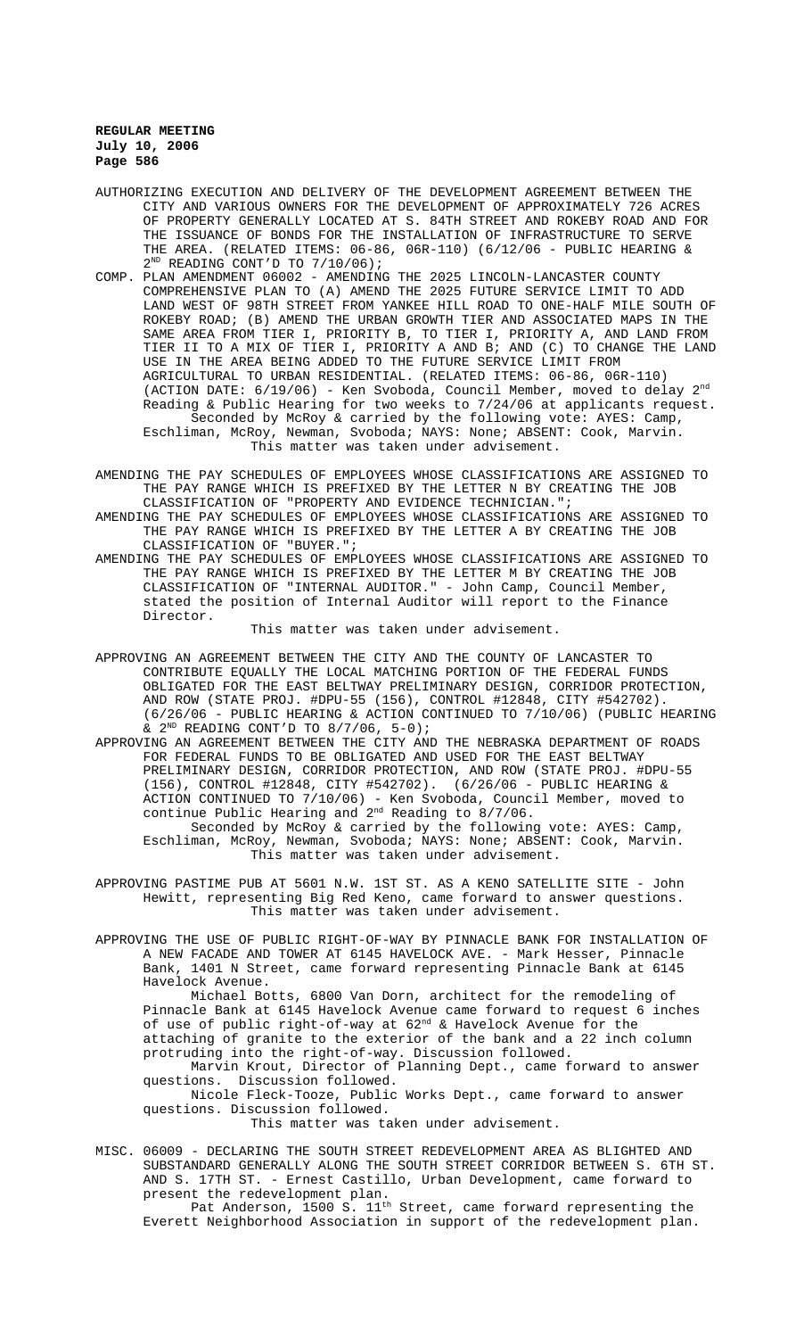AUTHORIZING EXECUTION AND DELIVERY OF THE DEVELOPMENT AGREEMENT BETWEEN THE CITY AND VARIOUS OWNERS FOR THE DEVELOPMENT OF APPROXIMATELY 726 ACRES OF PROPERTY GENERALLY LOCATED AT S. 84TH STREET AND ROKEBY ROAD AND FOR THE ISSUANCE OF BONDS FOR THE INSTALLATION OF INFRASTRUCTURE TO SERVE THE AREA. (RELATED ITEMS: 06-86, 06R-110) (6/12/06 - PUBLIC HEARING & 2ND READING CONT'D TO 7/10/06);

COMP. PLAN AMENDMENT 06002 - AMENDING THE 2025 LINCOLN-LANCASTER COUNTY COMPREHENSIVE PLAN TO (A) AMEND THE 2025 FUTURE SERVICE LIMIT TO ADD LAND WEST OF 98TH STREET FROM YANKEE HILL ROAD TO ONE-HALF MILE SOUTH OF ROKEBY ROAD; (B) AMEND THE URBAN GROWTH TIER AND ASSOCIATED MAPS IN THE SAME AREA FROM TIER I, PRIORITY B, TO TIER I, PRIORITY A, AND LAND FROM TIER II TO A MIX OF TIER I, PRIORITY A AND B; AND (C) TO CHANGE THE LAND USE IN THE AREA BEING ADDED TO THE FUTURE SERVICE LIMIT FROM AGRICULTURAL TO URBAN RESIDENTIAL. (RELATED ITEMS: 06-86, 06R-110) (ACTION DATE: 6/19/06) - Ken Svoboda, Council Member, moved to delay 2nd Reading & Public Hearing for two weeks to 7/24/06 at applicants request.

Seconded by McRoy & carried by the following vote: AYES: Camp, Eschliman, McRoy, Newman, Svoboda; NAYS: None; ABSENT: Cook, Marvin.

This matter was taken under advisement.

AMENDING THE PAY SCHEDULES OF EMPLOYEES WHOSE CLASSIFICATIONS ARE ASSIGNED TO THE PAY RANGE WHICH IS PREFIXED BY THE LETTER N BY CREATING THE JOB CLASSIFICATION OF "PROPERTY AND EVIDENCE TECHNICIAN.";

AMENDING THE PAY SCHEDULES OF EMPLOYEES WHOSE CLASSIFICATIONS ARE ASSIGNED TO THE PAY RANGE WHICH IS PREFIXED BY THE LETTER A BY CREATING THE JOB CLASSIFICATION OF "BUYER.";

AMENDING THE PAY SCHEDULES OF EMPLOYEES WHOSE CLASSIFICATIONS ARE ASSIGNED TO THE PAY RANGE WHICH IS PREFIXED BY THE LETTER M BY CREATING THE JOB CLASSIFICATION OF "INTERNAL AUDITOR." - John Camp, Council Member, stated the position of Internal Auditor will report to the Finance Director.

This matter was taken under advisement.

APPROVING AN AGREEMENT BETWEEN THE CITY AND THE COUNTY OF LANCASTER TO CONTRIBUTE EQUALLY THE LOCAL MATCHING PORTION OF THE FEDERAL FUNDS OBLIGATED FOR THE EAST BELTWAY PRELIMINARY DESIGN, CORRIDOR PROTECTION, AND ROW (STATE PROJ. #DPU-55 (156), CONTROL #12848, CITY #542702). (6/26/06 - PUBLIC HEARING & ACTION CONTINUED TO 7/10/06) (PUBLIC HEARING & 2ND READING CONT'D TO 8/7/06, 5-0);

APPROVING AN AGREEMENT BETWEEN THE CITY AND THE NEBRASKA DEPARTMENT OF ROADS FOR FEDERAL FUNDS TO BE OBLIGATED AND USED FOR THE EAST BELTWAY PRELIMINARY DESIGN, CORRIDOR PROTECTION, AND ROW (STATE PROJ. #DPU-55 (156), CONTROL #12848, CITY #542702). (6/26/06 - PUBLIC HEARING & ACTION CONTINUED TO 7/10/06) - Ken Svoboda, Council Member, moved to continue Public Hearing and 2nd Reading to 8/7/06.

Seconded by McRoy & carried by the following vote: AYES: Camp, Eschliman, McRoy, Newman, Svoboda; NAYS: None; ABSENT: Cook, Marvin.

This matter was taken under advisement.

APPROVING PASTIME PUB AT 5601 N.W. 1ST ST. AS A KENO SATELLITE SITE - John Hewitt, representing Big Red Keno, came forward to answer questions.

This matter was taken under advisement.

APPROVING THE USE OF PUBLIC RIGHT-OF-WAY BY PINNACLE BANK FOR INSTALLATION OF A NEW FACADE AND TOWER AT 6145 HAVELOCK AVE. - Mark Hesser, Pinnacle Bank, 1401 N Street, came forward representing Pinnacle Bank at 6145 Havelock Avenue.

Michael Botts, 6800 Van Dorn, architect for the remodeling of Pinnacle Bank at 6145 Havelock Avenue came forward to request 6 inches of use of public right-of-way at 62nd & Havelock Avenue for the attaching of granite to the exterior of the bank and a 22 inch column protruding into the right-of-way. Discussion followed.

Marvin Krout, Director of Planning Dept., came forward to answer questions. Discussion followed.

Nicole Fleck-Tooze, Public Works Dept., came forward to answer questions. Discussion followed.

This matter was taken under advisement.

MISC. 06009 - DECLARING THE SOUTH STREET REDEVELOPMENT AREA AS BLIGHTED AND SUBSTANDARD GENERALLY ALONG THE SOUTH STREET CORRIDOR BETWEEN S. 6TH ST. AND S. 17TH ST. - Ernest Castillo, Urban Development, came forward to present the redevelopment plan.

Pat Anderson, 1500 S. 11th Street, came forward representing the Everett Neighborhood Association in support of the redevelopment plan.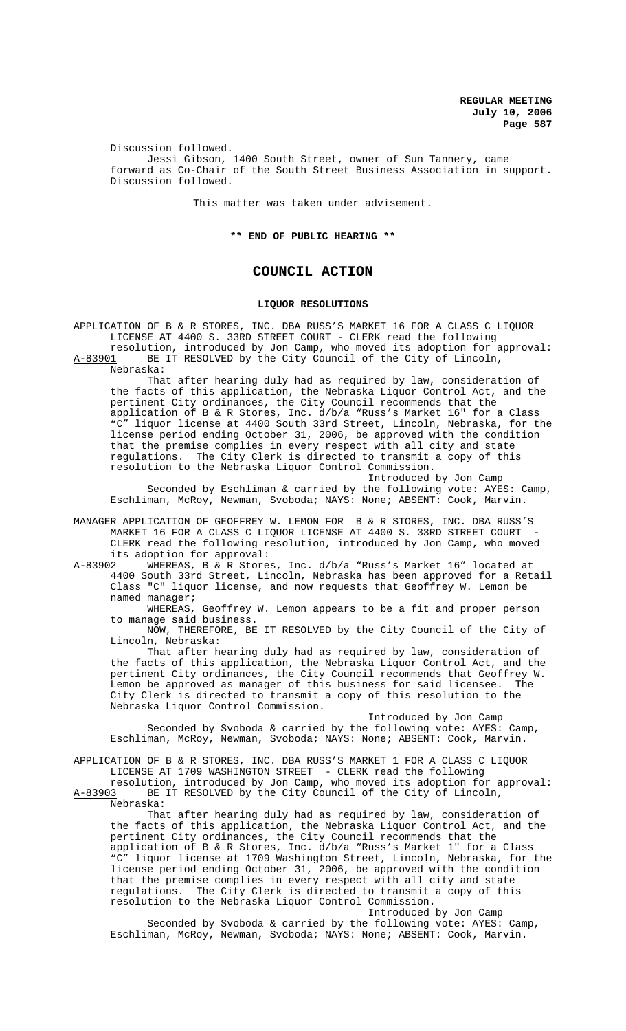Discussion followed.

Jessi Gibson, 1400 South Street, owner of Sun Tannery, came forward as Co-Chair of the South Street Business Association in support. Discussion followed.

This matter was taken under advisement.

**\*\* END OF PUBLIC HEARING \*\***

# COUNCIL ACTION

## LIQUOR RESOLUTIONS

APPLICATION OF B & R STORES, INC. DBA RUSS'S MARKET 16 FOR A CLASS C LIQUOR LICENSE AT 4400 S. 33RD STREET COURT - CLERK read the following resolution, introduced by Jon Camp, who moved its adoption for approval:

A-83901 BE IT RESOLVED by the City Council of the City of Lincoln, Nebraska:

That after hearing duly had as required by law, consideration of the facts of this application, the Nebraska Liquor Control Act, and the pertinent City ordinances, the City Council recommends that the application of B & R Stores, Inc. d/b/a "Russ's Market 16" for a Class "C" liquor license at 4400 South 33rd Street, Lincoln, Nebraska, for the license period ending October 31, 2006, be approved with the condition that the premise complies in every respect with all city and state regulations. The City Clerk is directed to transmit a copy of this resolution to the Nebraska Liquor Control Commission.

Introduced by Jon Camp

Seconded by Eschliman & carried by the following vote: AYES: Camp, Eschliman, McRoy, Newman, Svoboda; NAYS: None; ABSENT: Cook, Marvin.

MANAGER APPLICATION OF GEOFFREY W. LEMON FOR B & R STORES, INC. DBA RUSS'S MARKET 16 FOR A CLASS C LIQUOR LICENSE AT 4400 S. 33RD STREET COURT - CLERK read the following resolution, introduced by Jon Camp, who moved its adoption for approval:

A-83902 WHEREAS, B & R Stores, Inc. d/b/a "Russ's Market 16" located at 4400 South 33rd Street, Lincoln, Nebraska has been approved for a Retail Class "C" liquor license, and now requests that Geoffrey W. Lemon be named manager;

WHEREAS, Geoffrey W. Lemon appears to be a fit and proper person to manage said business.

NOW, THEREFORE, BE IT RESOLVED by the City Council of the City of Lincoln, Nebraska:

That after hearing duly had as required by law, consideration of the facts of this application, the Nebraska Liquor Control Act, and the pertinent City ordinances, the City Council recommends that Geoffrey W. Lemon be approved as manager of this business for said licensee. The City Clerk is directed to transmit a copy of this resolution to the Nebraska Liquor Control Commission.

Introduced by Jon Camp

Seconded by Svoboda & carried by the following vote: AYES: Camp, Eschliman, McRoy, Newman, Svoboda; NAYS: None; ABSENT: Cook, Marvin.

APPLICATION OF B & R STORES, INC. DBA RUSS'S MARKET 1 FOR A CLASS C LIQUOR LICENSE AT 1709 WASHINGTON STREET - CLERK read the following resolution, introduced by Jon Camp, who moved its adoption for approval:

A-83903 BE IT RESOLVED by the City Council of the City of Lincoln, Nebraska:

That after hearing duly had as required by law, consideration of the facts of this application, the Nebraska Liquor Control Act, and the pertinent City ordinances, the City Council recommends that the application of B & R Stores, Inc. d/b/a "Russ's Market 1" for a Class "C" liquor license at 1709 Washington Street, Lincoln, Nebraska, for the license period ending October 31, 2006, be approved with the condition that the premise complies in every respect with all city and state regulations. The City Clerk is directed to transmit a copy of this resolution to the Nebraska Liquor Control Commission.

Introduced by Jon Camp

Seconded by Svoboda & carried by the following vote: AYES: Camp, Eschliman, McRoy, Newman, Svoboda; NAYS: None; ABSENT: Cook, Marvin.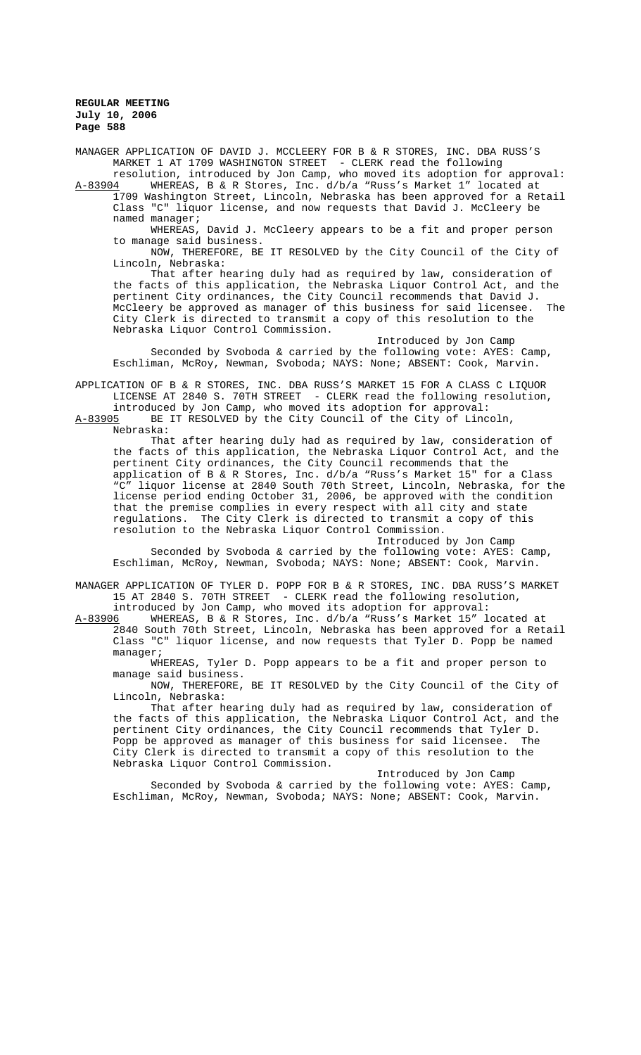MANAGER APPLICATION OF DAVID J. MCCLEERY FOR B & R STORES, INC. DBA RUSS'S MARKET 1 AT 1709 WASHINGTON STREET - CLERK read the following resolution, introduced by Jon Camp, who moved its adoption for approval:

A-83904 WHEREAS, B & R Stores, Inc. d/b/a "Russ's Market 1" located at 1709 Washington Street, Lincoln, Nebraska has been approved for a Retail Class "C" liquor license, and now requests that David J. McCleery be named manager;

WHEREAS, David J. McCleery appears to be a fit and proper person to manage said business.

NOW, THEREFORE, BE IT RESOLVED by the City Council of the City of Lincoln, Nebraska:

That after hearing duly had as required by law, consideration of the facts of this application, the Nebraska Liquor Control Act, and the pertinent City ordinances, the City Council recommends that David J. McCleery be approved as manager of this business for said licensee. The City Clerk is directed to transmit a copy of this resolution to the Nebraska Liquor Control Commission.

Introduced by Jon Camp

Seconded by Svoboda & carried by the following vote: AYES: Camp, Eschliman, McRoy, Newman, Svoboda; NAYS: None; ABSENT: Cook, Marvin.

APPLICATION OF B & R STORES, INC. DBA RUSS'S MARKET 15 FOR A CLASS C LIQUOR LICENSE AT 2840 S. 70TH STREET - CLERK read the following resolution, introduced by Jon Camp, who moved its adoption for approval:

A-83905 BE IT RESOLVED by the City Council of the City of Lincoln, Nebraska:

That after hearing duly had as required by law, consideration of the facts of this application, the Nebraska Liquor Control Act, and the pertinent City ordinances, the City Council recommends that the application of B & R Stores, Inc. d/b/a "Russ's Market 15" for a Class "C" liquor license at 2840 South 70th Street, Lincoln, Nebraska, for the license period ending October 31, 2006, be approved with the condition that the premise complies in every respect with all city and state regulations. The City Clerk is directed to transmit a copy of this resolution to the Nebraska Liquor Control Commission.

Introduced by Jon Camp

Seconded by Svoboda & carried by the following vote: AYES: Camp, Eschliman, McRoy, Newman, Svoboda; NAYS: None; ABSENT: Cook, Marvin.

MANAGER APPLICATION OF TYLER D. POPP FOR B & R STORES, INC. DBA RUSS'S MARKET 15 AT 2840 S. 70TH STREET - CLERK read the following resolution, introduced by Jon Camp, who moved its adoption for approval:

A-83906 WHEREAS, B & R Stores, Inc. d/b/a "Russ's Market 15" located at 2840 South 70th Street, Lincoln, Nebraska has been approved for a Retail Class "C" liquor license, and now requests that Tyler D. Popp be named manager;

WHEREAS, Tyler D. Popp appears to be a fit and proper person to manage said business.

NOW, THEREFORE, BE IT RESOLVED by the City Council of the City of Lincoln, Nebraska:

That after hearing duly had as required by law, consideration of the facts of this application, the Nebraska Liquor Control Act, and the pertinent City ordinances, the City Council recommends that Tyler D. Popp be approved as manager of this business for said licensee. The City Clerk is directed to transmit a copy of this resolution to the Nebraska Liquor Control Commission.

Introduced by Jon Camp

Seconded by Svoboda & carried by the following vote: AYES: Camp, Eschliman, McRoy, Newman, Svoboda; NAYS: None; ABSENT: Cook, Marvin.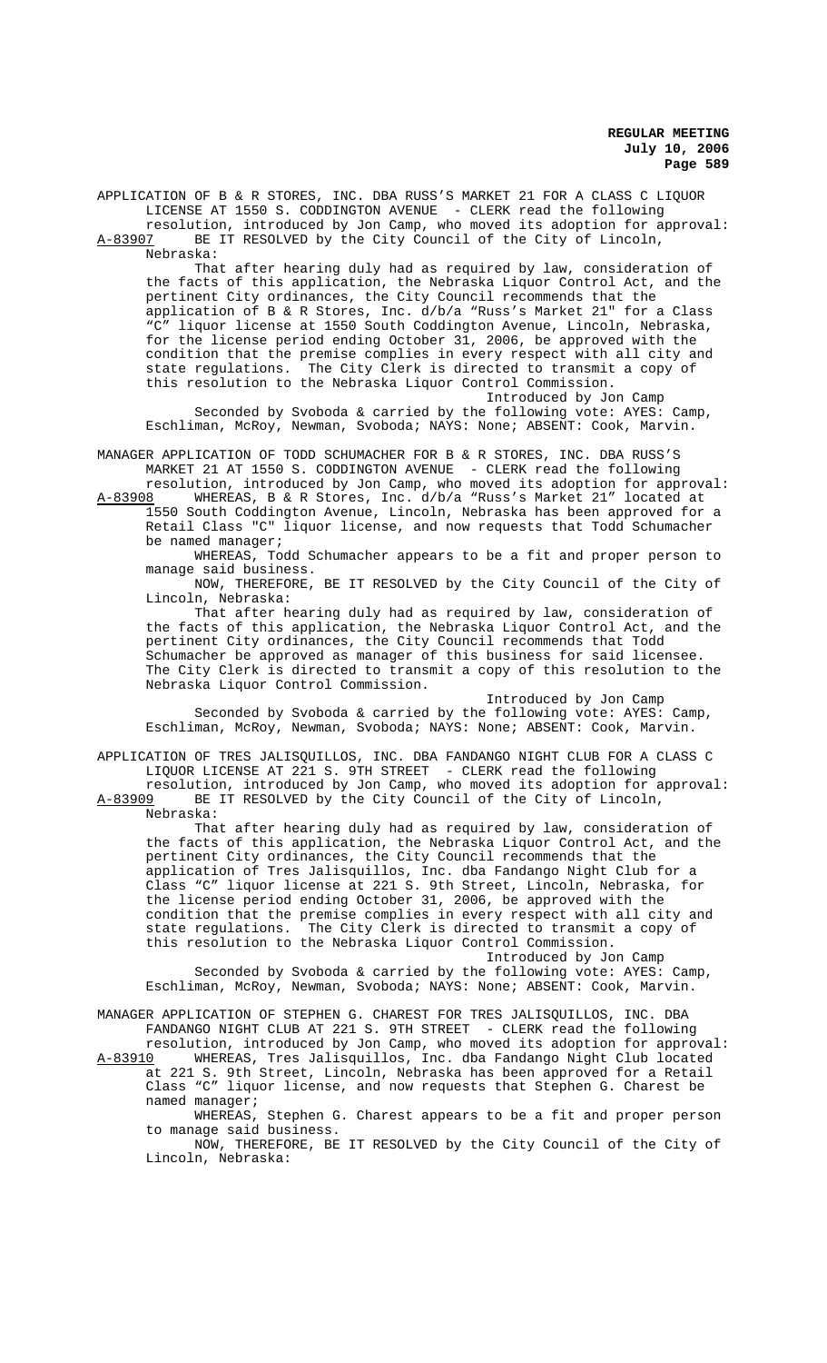APPLICATION OF B & R STORES, INC. DBA RUSS'S MARKET 21 FOR A CLASS C LIQUOR LICENSE AT 1550 S. CODDINGTON AVENUE - CLERK read the following resolution, introduced by Jon Camp, who moved its adoption for approval:

A-83907 BE IT RESOLVED by the City Council of the City of Lincoln, Nebraska:

That after hearing duly had as required by law, consideration of the facts of this application, the Nebraska Liquor Control Act, and the pertinent City ordinances, the City Council recommends that the application of B & R Stores, Inc. d/b/a "Russ's Market 21" for a Class "C" liquor license at 1550 South Coddington Avenue, Lincoln, Nebraska, for the license period ending October 31, 2006, be approved with the condition that the premise complies in every respect with all city and state regulations. The City Clerk is directed to transmit a copy of this resolution to the Nebraska Liquor Control Commission.

Introduced by Jon Camp

Seconded by Svoboda & carried by the following vote: AYES: Camp, Eschliman, McRoy, Newman, Svoboda; NAYS: None; ABSENT: Cook, Marvin.

MANAGER APPLICATION OF TODD SCHUMACHER FOR B & R STORES, INC. DBA RUSS'S MARKET 21 AT 1550 S. CODDINGTON AVENUE - CLERK read the following resolution, introduced by Jon Camp, who moved its adoption for approval:

A-83908 WHEREAS, B & R Stores, Inc. d/b/a "Russ's Market 21" located at 1550 South Coddington Avenue, Lincoln, Nebraska has been approved for a Retail Class "C" liquor license, and now requests that Todd Schumacher be named manager;

WHEREAS, Todd Schumacher appears to be a fit and proper person to manage said business.

NOW, THEREFORE, BE IT RESOLVED by the City Council of the City of Lincoln, Nebraska:

That after hearing duly had as required by law, consideration of the facts of this application, the Nebraska Liquor Control Act, and the pertinent City ordinances, the City Council recommends that Todd Schumacher be approved as manager of this business for said licensee. The City Clerk is directed to transmit a copy of this resolution to the Nebraska Liquor Control Commission.

Introduced by Jon Camp

Seconded by Svoboda & carried by the following vote: AYES: Camp, Eschliman, McRoy, Newman, Svoboda; NAYS: None; ABSENT: Cook, Marvin.

APPLICATION OF TRES JALISQUILLOS, INC. DBA FANDANGO NIGHT CLUB FOR A CLASS C LIQUOR LICENSE AT 221 S. 9TH STREET - CLERK read the following resolution, introduced by Jon Camp, who moved its adoption for approval:

A-83909 BE IT RESOLVED by the City Council of the City of Lincoln, Nebraska:

That after hearing duly had as required by law, consideration of the facts of this application, the Nebraska Liquor Control Act, and the pertinent City ordinances, the City Council recommends that the application of Tres Jalisquillos, Inc. dba Fandango Night Club for a Class "C" liquor license at 221 S. 9th Street, Lincoln, Nebraska, for the license period ending October 31, 2006, be approved with the condition that the premise complies in every respect with all city and state regulations. The City Clerk is directed to transmit a copy of this resolution to the Nebraska Liquor Control Commission.

Introduced by Jon Camp

Seconded by Svoboda & carried by the following vote: AYES: Camp, Eschliman, McRoy, Newman, Svoboda; NAYS: None; ABSENT: Cook, Marvin.

MANAGER APPLICATION OF STEPHEN G. CHAREST FOR TRES JALISQUILLOS, INC. DBA FANDANGO NIGHT CLUB AT 221 S. 9TH STREET - CLERK read the following resolution, introduced by Jon Camp, who moved its adoption for approval:

A-83910 WHEREAS, Tres Jalisquillos, Inc. dba Fandango Night Club located at 221 S. 9th Street, Lincoln, Nebraska has been approved for a Retail Class "C" liquor license, and now requests that Stephen G. Charest be named manager;

WHEREAS, Stephen G. Charest appears to be a fit and proper person to manage said business.

NOW, THEREFORE, BE IT RESOLVED by the City Council of the City of Lincoln, Nebraska: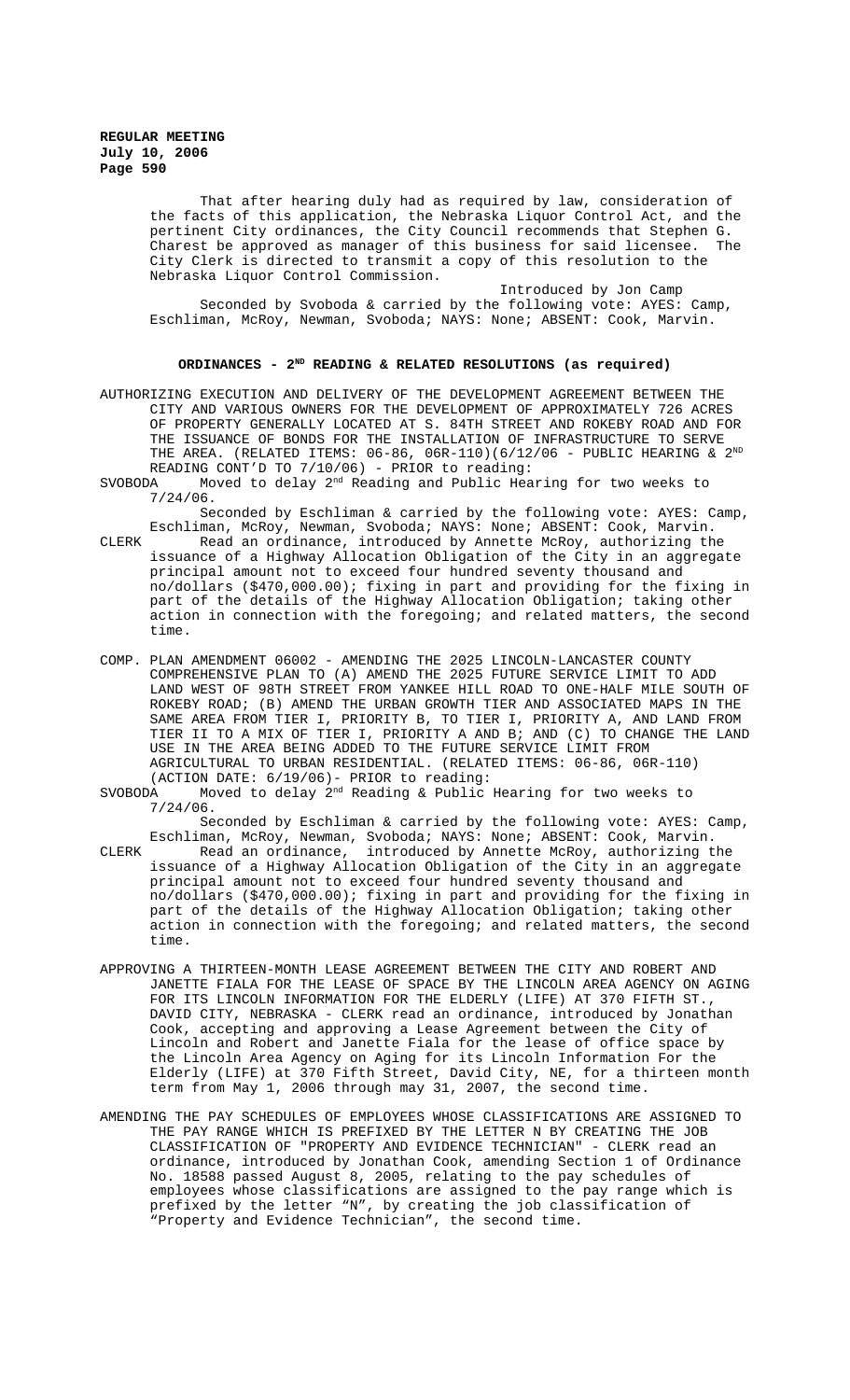That after hearing duly had as required by law, consideration of the facts of this application, the Nebraska Liquor Control Act, and the pertinent City ordinances, the City Council recommends that Stephen G. Charest be approved as manager of this business for said licensee. The City Clerk is directed to transmit a copy of this resolution to the Nebraska Liquor Control Commission.

Introduced by Jon Camp

Seconded by Svoboda & carried by the following vote: AYES: Camp, Eschliman, McRoy, Newman, Svoboda; NAYS: None; ABSENT: Cook, Marvin.

## ORDINANCES - 2[ND] READING & RELATED RESOLUTIONS (as required)

AUTHORIZING EXECUTION AND DELIVERY OF THE DEVELOPMENT AGREEMENT BETWEEN THE CITY AND VARIOUS OWNERS FOR THE DEVELOPMENT OF APPROXIMATELY 726 ACRES OF PROPERTY GENERALLY LOCATED AT S. 84TH STREET AND ROKEBY ROAD AND FOR THE ISSUANCE OF BONDS FOR THE INSTALLATION OF INFRASTRUCTURE TO SERVE THE AREA. (RELATED ITEMS: 06-86, 06R-110)(6/12/06 - PUBLIC HEARING & 2[ND] READING CONT'D TO 7/10/06) - PRIOR to reading:

SVOBODA Moved to delay 2[nd] Reading and Public Hearing for two weeks to 7/24/06.

Seconded by Eschliman & carried by the following vote: AYES: Camp, Eschliman, McRoy, Newman, Svoboda; NAYS: None; ABSENT: Cook, Marvin.

CLERK Read an ordinance, introduced by Annette McRoy, authorizing the issuance of a Highway Allocation Obligation of the City in an aggregate principal amount not to exceed four hundred seventy thousand and no/dollars ($470,000.00); fixing in part and providing for the fixing in part of the details of the Highway Allocation Obligation; taking other action in connection with the foregoing; and related matters, the second time.

COMP. PLAN AMENDMENT 06002 - AMENDING THE 2025 LINCOLN-LANCASTER COUNTY COMPREHENSIVE PLAN TO (A) AMEND THE 2025 FUTURE SERVICE LIMIT TO ADD LAND WEST OF 98TH STREET FROM YANKEE HILL ROAD TO ONE-HALF MILE SOUTH OF ROKEBY ROAD; (B) AMEND THE URBAN GROWTH TIER AND ASSOCIATED MAPS IN THE SAME AREA FROM TIER I, PRIORITY B, TO TIER I, PRIORITY A, AND LAND FROM TIER II TO A MIX OF TIER I, PRIORITY A AND B; AND (C) TO CHANGE THE LAND USE IN THE AREA BEING ADDED TO THE FUTURE SERVICE LIMIT FROM AGRICULTURAL TO URBAN RESIDENTIAL. (RELATED ITEMS: 06-86, 06R-110) (ACTION DATE: 6/19/06)- PRIOR to reading:

SVOBODA Moved to delay 2[nd] Reading & Public Hearing for two weeks to 7/24/06.

Seconded by Eschliman & carried by the following vote: AYES: Camp, Eschliman, McRoy, Newman, Svoboda; NAYS: None; ABSENT: Cook, Marvin.

CLERK Read an ordinance, introduced by Annette McRoy, authorizing the issuance of a Highway Allocation Obligation of the City in an aggregate principal amount not to exceed four hundred seventy thousand and no/dollars ($470,000.00); fixing in part and providing for the fixing in part of the details of the Highway Allocation Obligation; taking other action in connection with the foregoing; and related matters, the second time.

APPROVING A THIRTEEN-MONTH LEASE AGREEMENT BETWEEN THE CITY AND ROBERT AND JANETTE FIALA FOR THE LEASE OF SPACE BY THE LINCOLN AREA AGENCY ON AGING FOR ITS LINCOLN INFORMATION FOR THE ELDERLY (LIFE) AT 370 FIFTH ST., DAVID CITY, NEBRASKA - CLERK read an ordinance, introduced by Jonathan Cook, accepting and approving a Lease Agreement between the City of Lincoln and Robert and Janette Fiala for the lease of office space by the Lincoln Area Agency on Aging for its Lincoln Information For the Elderly (LIFE) at 370 Fifth Street, David City, NE, for a thirteen month term from May 1, 2006 through may 31, 2007, the second time.

AMENDING THE PAY SCHEDULES OF EMPLOYEES WHOSE CLASSIFICATIONS ARE ASSIGNED TO THE PAY RANGE WHICH IS PREFIXED BY THE LETTER N BY CREATING THE JOB CLASSIFICATION OF "PROPERTY AND EVIDENCE TECHNICIAN" - CLERK read an ordinance, introduced by Jonathan Cook, amending Section 1 of Ordinance No. 18588 passed August 8, 2005, relating to the pay schedules of employees whose classifications are assigned to the pay range which is prefixed by the letter "N", by creating the job classification of "Property and Evidence Technician", the second time.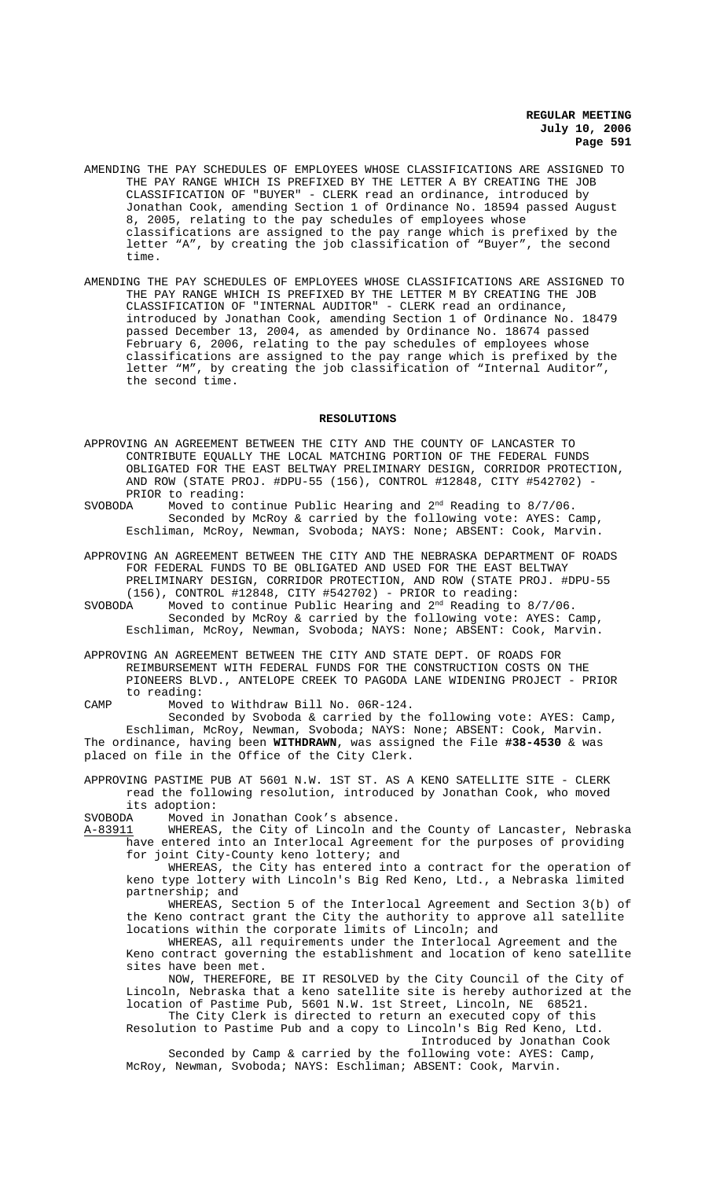AMENDING THE PAY SCHEDULES OF EMPLOYEES WHOSE CLASSIFICATIONS ARE ASSIGNED TO THE PAY RANGE WHICH IS PREFIXED BY THE LETTER A BY CREATING THE JOB CLASSIFICATION OF "BUYER" - CLERK read an ordinance, introduced by Jonathan Cook, amending Section 1 of Ordinance No. 18594 passed August 8, 2005, relating to the pay schedules of employees whose classifications are assigned to the pay range which is prefixed by the letter "A", by creating the job classification of "Buyer", the second time.

AMENDING THE PAY SCHEDULES OF EMPLOYEES WHOSE CLASSIFICATIONS ARE ASSIGNED TO THE PAY RANGE WHICH IS PREFIXED BY THE LETTER M BY CREATING THE JOB CLASSIFICATION OF "INTERNAL AUDITOR" - CLERK read an ordinance, introduced by Jonathan Cook, amending Section 1 of Ordinance No. 18479 passed December 13, 2004, as amended by Ordinance No. 18674 passed February 6, 2006, relating to the pay schedules of employees whose classifications are assigned to the pay range which is prefixed by the letter "M", by creating the job classification of "Internal Auditor", the second time.

## RESOLUTIONS

APPROVING AN AGREEMENT BETWEEN THE CITY AND THE COUNTY OF LANCASTER TO CONTRIBUTE EQUALLY THE LOCAL MATCHING PORTION OF THE FEDERAL FUNDS OBLIGATED FOR THE EAST BELTWAY PRELIMINARY DESIGN, CORRIDOR PROTECTION, AND ROW (STATE PROJ. #DPU-55 (156), CONTROL #12848, CITY #542702) - PRIOR to reading:

SVOBODA Moved to continue Public Hearing and 2nd Reading to 8/7/06.
Seconded by McRoy & carried by the following vote: AYES: Camp, Eschliman, McRoy, Newman, Svoboda; NAYS: None; ABSENT: Cook, Marvin.

APPROVING AN AGREEMENT BETWEEN THE CITY AND THE NEBRASKA DEPARTMENT OF ROADS FOR FEDERAL FUNDS TO BE OBLIGATED AND USED FOR THE EAST BELTWAY PRELIMINARY DESIGN, CORRIDOR PROTECTION, AND ROW (STATE PROJ. #DPU-55 (156), CONTROL #12848, CITY #542702) - PRIOR to reading:

SVOBODA Moved to continue Public Hearing and 2nd Reading to 8/7/06.
Seconded by McRoy & carried by the following vote: AYES: Camp, Eschliman, McRoy, Newman, Svoboda; NAYS: None; ABSENT: Cook, Marvin.

APPROVING AN AGREEMENT BETWEEN THE CITY AND STATE DEPT. OF ROADS FOR REIMBURSEMENT WITH FEDERAL FUNDS FOR THE CONSTRUCTION COSTS ON THE PIONEERS BLVD., ANTELOPE CREEK TO PAGODA LANE WIDENING PROJECT - PRIOR to reading:

CAMP Moved to Withdraw Bill No. 06R-124.
Seconded by Svoboda & carried by the following vote: AYES: Camp, Eschliman, McRoy, Newman, Svoboda; NAYS: None; ABSENT: Cook, Marvin.
The ordinance, having been **WITHDRAWN**, was assigned the File **#38-4530** & was placed on file in the Office of the City Clerk.

APPROVING PASTIME PUB AT 5601 N.W. 1ST ST. AS A KENO SATELLITE SITE - CLERK read the following resolution, introduced by Jonathan Cook, who moved its adoption:

SVOBODA Moved in Jonathan Cook's absence.

A-83911 WHEREAS, the City of Lincoln and the County of Lancaster, Nebraska have entered into an Interlocal Agreement for the purposes of providing for joint City-County keno lottery; and

WHEREAS, the City has entered into a contract for the operation of keno type lottery with Lincoln's Big Red Keno, Ltd., a Nebraska limited partnership; and

WHEREAS, Section 5 of the Interlocal Agreement and Section 3(b) of the Keno contract grant the City the authority to approve all satellite locations within the corporate limits of Lincoln; and

WHEREAS, all requirements under the Interlocal Agreement and the Keno contract governing the establishment and location of keno satellite sites have been met.

NOW, THEREFORE, BE IT RESOLVED by the City Council of the City of Lincoln, Nebraska that a keno satellite site is hereby authorized at the location of Pastime Pub, 5601 N.W. 1st Street, Lincoln, NE 68521.

The City Clerk is directed to return an executed copy of this Resolution to Pastime Pub and a copy to Lincoln's Big Red Keno, Ltd.

Introduced by Jonathan Cook

Seconded by Camp & carried by the following vote: AYES: Camp, McRoy, Newman, Svoboda; NAYS: Eschliman; ABSENT: Cook, Marvin.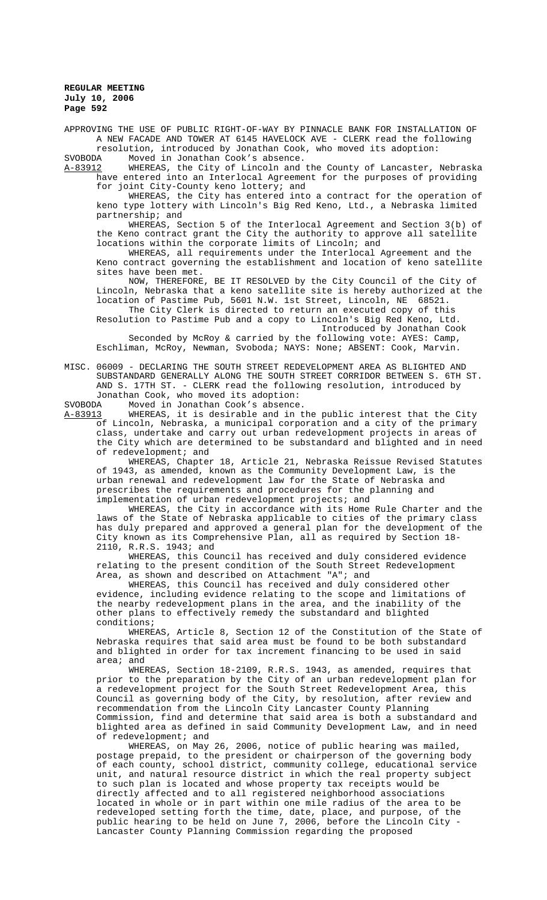APPROVING THE USE OF PUBLIC RIGHT-OF-WAY BY PINNACLE BANK FOR INSTALLATION OF A NEW FACADE AND TOWER AT 6145 HAVELOCK AVE - CLERK read the following resolution, introduced by Jonathan Cook, who moved its adoption:

SVOBODA Moved in Jonathan Cook's absence.

A-83912 WHEREAS, the City of Lincoln and the County of Lancaster, Nebraska have entered into an Interlocal Agreement for the purposes of providing for joint City-County keno lottery; and

WHEREAS, the City has entered into a contract for the operation of keno type lottery with Lincoln's Big Red Keno, Ltd., a Nebraska limited partnership; and

WHEREAS, Section 5 of the Interlocal Agreement and Section 3(b) of the Keno contract grant the City the authority to approve all satellite locations within the corporate limits of Lincoln; and

WHEREAS, all requirements under the Interlocal Agreement and the Keno contract governing the establishment and location of keno satellite sites have been met.

NOW, THEREFORE, BE IT RESOLVED by the City Council of the City of Lincoln, Nebraska that a keno satellite site is hereby authorized at the location of Pastime Pub, 5601 N.W. 1st Street, Lincoln, NE 68521.

The City Clerk is directed to return an executed copy of this Resolution to Pastime Pub and a copy to Lincoln's Big Red Keno, Ltd.

Introduced by Jonathan Cook

Seconded by McRoy & carried by the following vote: AYES: Camp, Eschliman, McRoy, Newman, Svoboda; NAYS: None; ABSENT: Cook, Marvin.

MISC. 06009 - DECLARING THE SOUTH STREET REDEVELOPMENT AREA AS BLIGHTED AND SUBSTANDARD GENERALLY ALONG THE SOUTH STREET CORRIDOR BETWEEN S. 6TH ST. AND S. 17TH ST. - CLERK read the following resolution, introduced by Jonathan Cook, who moved its adoption:

SVOBODA Moved in Jonathan Cook's absence.

A-83913 WHEREAS, it is desirable and in the public interest that the City of Lincoln, Nebraska, a municipal corporation and a city of the primary class, undertake and carry out urban redevelopment projects in areas of the City which are determined to be substandard and blighted and in need of redevelopment; and

WHEREAS, Chapter 18, Article 21, Nebraska Reissue Revised Statutes of 1943, as amended, known as the Community Development Law, is the urban renewal and redevelopment law for the State of Nebraska and prescribes the requirements and procedures for the planning and implementation of urban redevelopment projects; and

WHEREAS, the City in accordance with its Home Rule Charter and the laws of the State of Nebraska applicable to cities of the primary class has duly prepared and approved a general plan for the development of the City known as its Comprehensive Plan, all as required by Section 18-2110, R.R.S. 1943; and

WHEREAS, this Council has received and duly considered evidence relating to the present condition of the South Street Redevelopment Area, as shown and described on Attachment "A"; and

WHEREAS, this Council has received and duly considered other evidence, including evidence relating to the scope and limitations of the nearby redevelopment plans in the area, and the inability of the other plans to effectively remedy the substandard and blighted conditions;

WHEREAS, Article 8, Section 12 of the Constitution of the State of Nebraska requires that said area must be found to be both substandard and blighted in order for tax increment financing to be used in said area; and

WHEREAS, Section 18-2109, R.R.S. 1943, as amended, requires that prior to the preparation by the City of an urban redevelopment plan for a redevelopment project for the South Street Redevelopment Area, this Council as governing body of the City, by resolution, after review and recommendation from the Lincoln City Lancaster County Planning Commission, find and determine that said area is both a substandard and blighted area as defined in said Community Development Law, and in need of redevelopment; and

WHEREAS, on May 26, 2006, notice of public hearing was mailed, postage prepaid, to the president or chairperson of the governing body of each county, school district, community college, educational service unit, and natural resource district in which the real property subject to such plan is located and whose property tax receipts would be directly affected and to all registered neighborhood associations located in whole or in part within one mile radius of the area to be redeveloped setting forth the time, date, place, and purpose, of the public hearing to be held on June 7, 2006, before the Lincoln City - Lancaster County Planning Commission regarding the proposed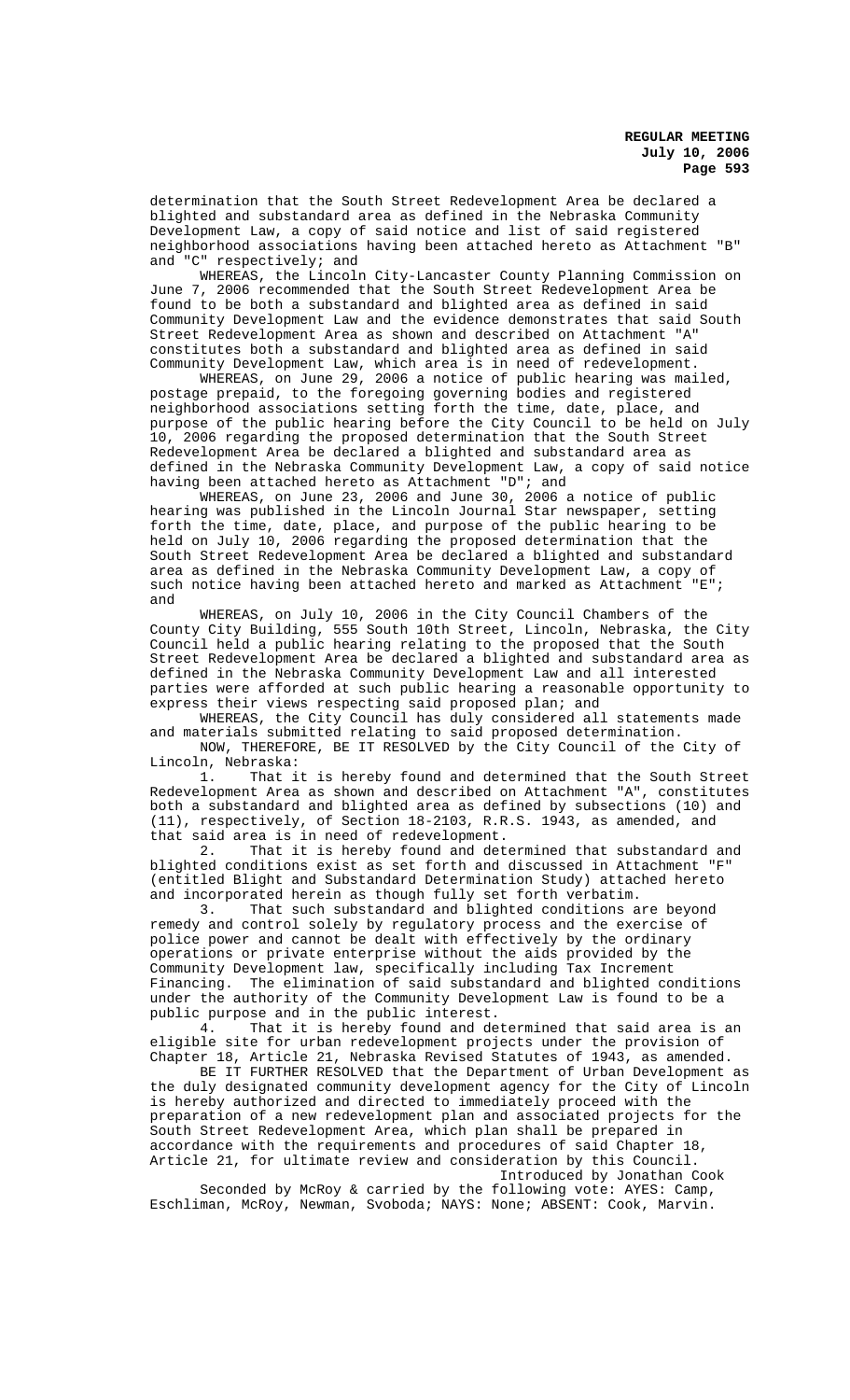determination that the South Street Redevelopment Area be declared a blighted and substandard area as defined in the Nebraska Community Development Law, a copy of said notice and list of said registered neighborhood associations having been attached hereto as Attachment "B" and "C" respectively; and

WHEREAS, the Lincoln City-Lancaster County Planning Commission on June 7, 2006 recommended that the South Street Redevelopment Area be found to be both a substandard and blighted area as defined in said Community Development Law and the evidence demonstrates that said South Street Redevelopment Area as shown and described on Attachment "A" constitutes both a substandard and blighted area as defined in said Community Development Law, which area is in need of redevelopment.

WHEREAS, on June 29, 2006 a notice of public hearing was mailed, postage prepaid, to the foregoing governing bodies and registered neighborhood associations setting forth the time, date, place, and purpose of the public hearing before the City Council to be held on July 10, 2006 regarding the proposed determination that the South Street Redevelopment Area be declared a blighted and substandard area as defined in the Nebraska Community Development Law, a copy of said notice having been attached hereto as Attachment "D"; and

WHEREAS, on June 23, 2006 and June 30, 2006 a notice of public hearing was published in the Lincoln Journal Star newspaper, setting forth the time, date, place, and purpose of the public hearing to be held on July 10, 2006 regarding the proposed determination that the South Street Redevelopment Area be declared a blighted and substandard area as defined in the Nebraska Community Development Law, a copy of such notice having been attached hereto and marked as Attachment "E"; and

WHEREAS, on July 10, 2006 in the City Council Chambers of the County City Building, 555 South 10th Street, Lincoln, Nebraska, the City Council held a public hearing relating to the proposed that the South Street Redevelopment Area be declared a blighted and substandard area as defined in the Nebraska Community Development Law and all interested parties were afforded at such public hearing a reasonable opportunity to express their views respecting said proposed plan; and

WHEREAS, the City Council has duly considered all statements made and materials submitted relating to said proposed determination.

NOW, THEREFORE, BE IT RESOLVED by the City Council of the City of Lincoln, Nebraska:

1. That it is hereby found and determined that the South Street Redevelopment Area as shown and described on Attachment "A", constitutes both a substandard and blighted area as defined by subsections (10) and (11), respectively, of Section 18-2103, R.R.S. 1943, as amended, and that said area is in need of redevelopment.

2. That it is hereby found and determined that substandard and blighted conditions exist as set forth and discussed in Attachment "F" (entitled Blight and Substandard Determination Study) attached hereto and incorporated herein as though fully set forth verbatim.

3. That such substandard and blighted conditions are beyond remedy and control solely by regulatory process and the exercise of police power and cannot be dealt with effectively by the ordinary operations or private enterprise without the aids provided by the Community Development law, specifically including Tax Increment Financing. The elimination of said substandard and blighted conditions under the authority of the Community Development Law is found to be a public purpose and in the public interest.

4. That it is hereby found and determined that said area is an eligible site for urban redevelopment projects under the provision of Chapter 18, Article 21, Nebraska Revised Statutes of 1943, as amended.

BE IT FURTHER RESOLVED that the Department of Urban Development as the duly designated community development agency for the City of Lincoln is hereby authorized and directed to immediately proceed with the preparation of a new redevelopment plan and associated projects for the South Street Redevelopment Area, which plan shall be prepared in accordance with the requirements and procedures of said Chapter 18, Article 21, for ultimate review and consideration by this Council.

Introduced by Jonathan Cook

Seconded by McRoy & carried by the following vote: AYES: Camp, Eschliman, McRoy, Newman, Svoboda; NAYS: None; ABSENT: Cook, Marvin.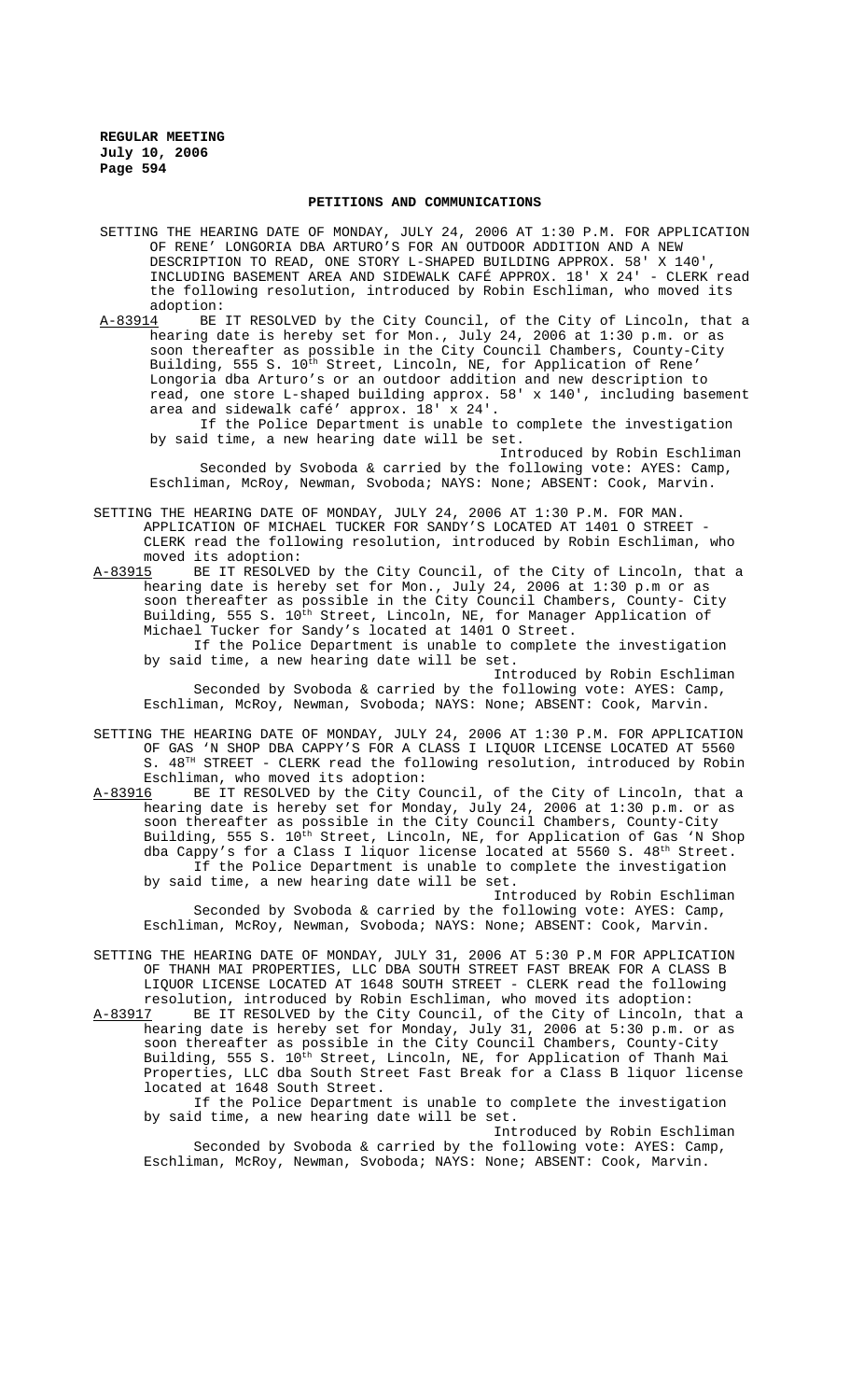## PETITIONS AND COMMUNICATIONS

SETTING THE HEARING DATE OF MONDAY, JULY 24, 2006 AT 1:30 P.M. FOR APPLICATION OF RENE' LONGORIA DBA ARTURO'S FOR AN OUTDOOR ADDITION AND A NEW DESCRIPTION TO READ, ONE STORY L-SHAPED BUILDING APPROX. 58' X 140', INCLUDING BASEMENT AREA AND SIDEWALK CAFÉ APPROX. 18' X 24' - CLERK read the following resolution, introduced by Robin Eschliman, who moved its adoption:

A-83914 BE IT RESOLVED by the City Council, of the City of Lincoln, that a hearing date is hereby set for Mon., July 24, 2006 at 1:30 p.m. or as soon thereafter as possible in the City Council Chambers, County-City Building, 555 S. 10th Street, Lincoln, NE, for Application of Rene' Longoria dba Arturo's or an outdoor addition and new description to read, one store L-shaped building approx. 58' x 140', including basement area and sidewalk café' approx. 18' x 24'.

If the Police Department is unable to complete the investigation by said time, a new hearing date will be set.

Introduced by Robin Eschliman

Seconded by Svoboda & carried by the following vote: AYES: Camp, Eschliman, McRoy, Newman, Svoboda; NAYS: None; ABSENT: Cook, Marvin.

SETTING THE HEARING DATE OF MONDAY, JULY 24, 2006 AT 1:30 P.M. FOR MAN. APPLICATION OF MICHAEL TUCKER FOR SANDY'S LOCATED AT 1401 O STREET - CLERK read the following resolution, introduced by Robin Eschliman, who moved its adoption:

A-83915 BE IT RESOLVED by the City Council, of the City of Lincoln, that a hearing date is hereby set for Mon., July 24, 2006 at 1:30 p.m or as soon thereafter as possible in the City Council Chambers, County- City Building, 555 S. 10th Street, Lincoln, NE, for Manager Application of Michael Tucker for Sandy's located at 1401 O Street.

If the Police Department is unable to complete the investigation by said time, a new hearing date will be set.

Introduced by Robin Eschliman

Seconded by Svoboda & carried by the following vote: AYES: Camp, Eschliman, McRoy, Newman, Svoboda; NAYS: None; ABSENT: Cook, Marvin.

SETTING THE HEARING DATE OF MONDAY, JULY 24, 2006 AT 1:30 P.M. FOR APPLICATION OF GAS 'N SHOP DBA CAPPY'S FOR A CLASS I LIQUOR LICENSE LOCATED AT 5560 S. 48TH STREET - CLERK read the following resolution, introduced by Robin Eschliman, who moved its adoption:

A-83916 BE IT RESOLVED by the City Council, of the City of Lincoln, that a hearing date is hereby set for Monday, July 24, 2006 at 1:30 p.m. or as soon thereafter as possible in the City Council Chambers, County-City Building, 555 S. 10th Street, Lincoln, NE, for Application of Gas 'N Shop dba Cappy's for a Class I liquor license located at 5560 S. 48th Street.

If the Police Department is unable to complete the investigation by said time, a new hearing date will be set.

Introduced by Robin Eschliman

Seconded by Svoboda & carried by the following vote: AYES: Camp, Eschliman, McRoy, Newman, Svoboda; NAYS: None; ABSENT: Cook, Marvin.

SETTING THE HEARING DATE OF MONDAY, JULY 31, 2006 AT 5:30 P.M FOR APPLICATION OF THANH MAI PROPERTIES, LLC DBA SOUTH STREET FAST BREAK FOR A CLASS B LIQUOR LICENSE LOCATED AT 1648 SOUTH STREET - CLERK read the following resolution, introduced by Robin Eschliman, who moved its adoption:

A-83917 BE IT RESOLVED by the City Council, of the City of Lincoln, that a hearing date is hereby set for Monday, July 31, 2006 at 5:30 p.m. or as soon thereafter as possible in the City Council Chambers, County-City Building, 555 S. 10th Street, Lincoln, NE, for Application of Thanh Mai Properties, LLC dba South Street Fast Break for a Class B liquor license located at 1648 South Street.

If the Police Department is unable to complete the investigation by said time, a new hearing date will be set.

Introduced by Robin Eschliman

Seconded by Svoboda & carried by the following vote: AYES: Camp, Eschliman, McRoy, Newman, Svoboda; NAYS: None; ABSENT: Cook, Marvin.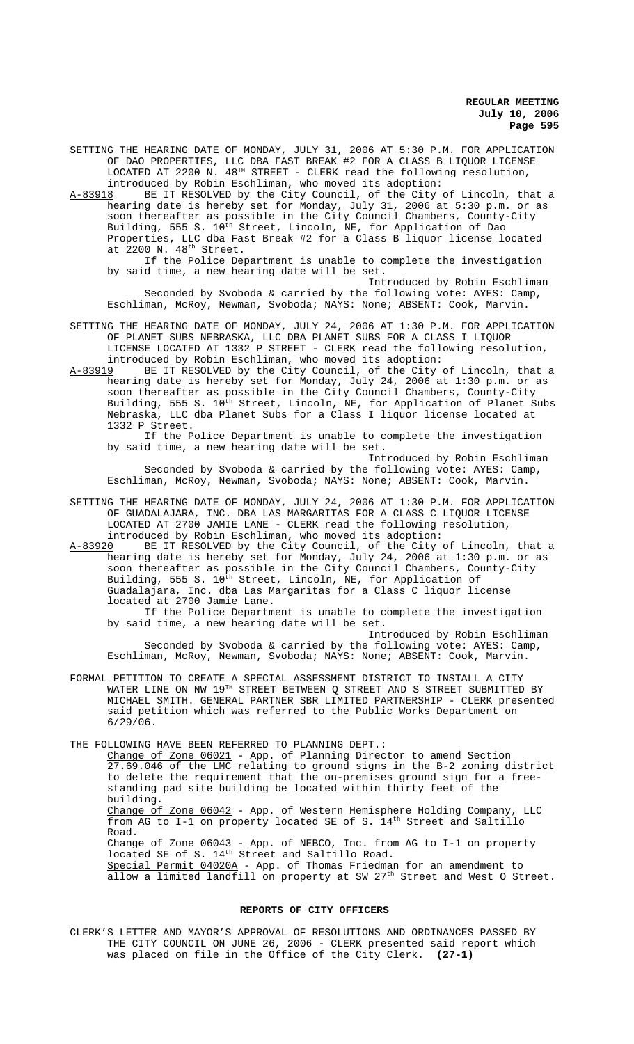SETTING THE HEARING DATE OF MONDAY, JULY 31, 2006 AT 5:30 P.M. FOR APPLICATION OF DAO PROPERTIES, LLC DBA FAST BREAK #2 FOR A CLASS B LIQUOR LICENSE LOCATED AT 2200 N. 48TH STREET - CLERK read the following resolution, introduced by Robin Eschliman, who moved its adoption:

A-83918 BE IT RESOLVED by the City Council, of the City of Lincoln, that a hearing date is hereby set for Monday, July 31, 2006 at 5:30 p.m. or as soon thereafter as possible in the City Council Chambers, County-City Building, 555 S. 10th Street, Lincoln, NE, for Application of Dao Properties, LLC dba Fast Break #2 for a Class B liquor license located at 2200 N. 48th Street.

If the Police Department is unable to complete the investigation by said time, a new hearing date will be set.

Introduced by Robin Eschliman

Seconded by Svoboda & carried by the following vote: AYES: Camp, Eschliman, McRoy, Newman, Svoboda; NAYS: None; ABSENT: Cook, Marvin.

SETTING THE HEARING DATE OF MONDAY, JULY 24, 2006 AT 1:30 P.M. FOR APPLICATION OF PLANET SUBS NEBRASKA, LLC DBA PLANET SUBS FOR A CLASS I LIQUOR LICENSE LOCATED AT 1332 P STREET - CLERK read the following resolution, introduced by Robin Eschliman, who moved its adoption:

A-83919 BE IT RESOLVED by the City Council, of the City of Lincoln, that a hearing date is hereby set for Monday, July 24, 2006 at 1:30 p.m. or as soon thereafter as possible in the City Council Chambers, County-City Building, 555 S. 10th Street, Lincoln, NE, for Application of Planet Subs Nebraska, LLC dba Planet Subs for a Class I liquor license located at 1332 P Street.

If the Police Department is unable to complete the investigation by said time, a new hearing date will be set.

Introduced by Robin Eschliman

Seconded by Svoboda & carried by the following vote: AYES: Camp, Eschliman, McRoy, Newman, Svoboda; NAYS: None; ABSENT: Cook, Marvin.

SETTING THE HEARING DATE OF MONDAY, JULY 24, 2006 AT 1:30 P.M. FOR APPLICATION OF GUADALAJARA, INC. DBA LAS MARGARITAS FOR A CLASS C LIQUOR LICENSE LOCATED AT 2700 JAMIE LANE - CLERK read the following resolution, introduced by Robin Eschliman, who moved its adoption:

A-83920 BE IT RESOLVED by the City Council, of the City of Lincoln, that a hearing date is hereby set for Monday, July 24, 2006 at 1:30 p.m. or as soon thereafter as possible in the City Council Chambers, County-City Building, 555 S. 10th Street, Lincoln, NE, for Application of Guadalajara, Inc. dba Las Margaritas for a Class C liquor license located at 2700 Jamie Lane.

If the Police Department is unable to complete the investigation by said time, a new hearing date will be set.

Introduced by Robin Eschliman

Seconded by Svoboda & carried by the following vote: AYES: Camp, Eschliman, McRoy, Newman, Svoboda; NAYS: None; ABSENT: Cook, Marvin.

FORMAL PETITION TO CREATE A SPECIAL ASSESSMENT DISTRICT TO INSTALL A CITY WATER LINE ON NW 19TH STREET BETWEEN Q STREET AND S STREET SUBMITTED BY MICHAEL SMITH. GENERAL PARTNER SBR LIMITED PARTNERSHIP - CLERK presented said petition which was referred to the Public Works Department on 6/29/06.

THE FOLLOWING HAVE BEEN REFERRED TO PLANNING DEPT.:

Change of Zone 06021 - App. of Planning Director to amend Section 27.69.046 of the LMC relating to ground signs in the B-2 zoning district to delete the requirement that the on-premises ground sign for a free-standing pad site building be located within thirty feet of the building.

Change of Zone 06042 - App. of Western Hemisphere Holding Company, LLC from AG to I-1 on property located SE of S. 14th Street and Saltillo Road.

Change of Zone 06043 - App. of NEBCO, Inc. from AG to I-1 on property located SE of S. 14th Street and Saltillo Road.

Special Permit 04020A - App. of Thomas Friedman for an amendment to allow a limited landfill on property at SW 27th Street and West O Street.

## REPORTS OF CITY OFFICERS

CLERK'S LETTER AND MAYOR'S APPROVAL OF RESOLUTIONS AND ORDINANCES PASSED BY THE CITY COUNCIL ON JUNE 26, 2006 - CLERK presented said report which was placed on file in the Office of the City Clerk. **(27-1)**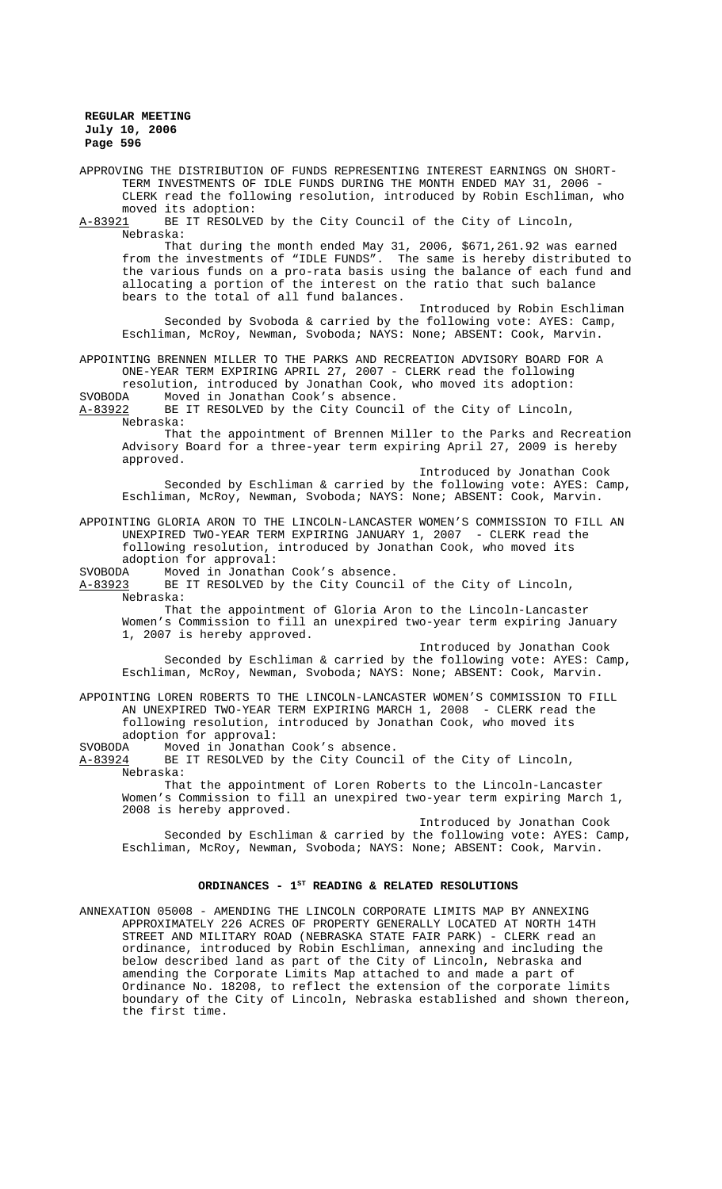APPROVING THE DISTRIBUTION OF FUNDS REPRESENTING INTEREST EARNINGS ON SHORT-TERM INVESTMENTS OF IDLE FUNDS DURING THE MONTH ENDED MAY 31, 2006 - CLERK read the following resolution, introduced by Robin Eschliman, who moved its adoption:

A-83921 BE IT RESOLVED by the City Council of the City of Lincoln, Nebraska:

That during the month ended May 31, 2006, $671,261.92 was earned from the investments of "IDLE FUNDS". The same is hereby distributed to the various funds on a pro-rata basis using the balance of each fund and allocating a portion of the interest on the ratio that such balance bears to the total of all fund balances.

Introduced by Robin Eschliman

Seconded by Svoboda & carried by the following vote: AYES: Camp, Eschliman, McRoy, Newman, Svoboda; NAYS: None; ABSENT: Cook, Marvin.

APPOINTING BRENNEN MILLER TO THE PARKS AND RECREATION ADVISORY BOARD FOR A ONE-YEAR TERM EXPIRING APRIL 27, 2007 - CLERK read the following resolution, introduced by Jonathan Cook, who moved its adoption:

SVOBODA Moved in Jonathan Cook's absence.

A-83922 BE IT RESOLVED by the City Council of the City of Lincoln, Nebraska:

That the appointment of Brennen Miller to the Parks and Recreation Advisory Board for a three-year term expiring April 27, 2009 is hereby approved.

Introduced by Jonathan Cook

Seconded by Eschliman & carried by the following vote: AYES: Camp, Eschliman, McRoy, Newman, Svoboda; NAYS: None; ABSENT: Cook, Marvin.

APPOINTING GLORIA ARON TO THE LINCOLN-LANCASTER WOMEN'S COMMISSION TO FILL AN UNEXPIRED TWO-YEAR TERM EXPIRING JANUARY 1, 2007 - CLERK read the following resolution, introduced by Jonathan Cook, who moved its adoption for approval:

SVOBODA Moved in Jonathan Cook's absence.

A-83923 BE IT RESOLVED by the City Council of the City of Lincoln, Nebraska:

That the appointment of Gloria Aron to the Lincoln-Lancaster Women's Commission to fill an unexpired two-year term expiring January 1, 2007 is hereby approved.

Introduced by Jonathan Cook

Seconded by Eschliman & carried by the following vote: AYES: Camp, Eschliman, McRoy, Newman, Svoboda; NAYS: None; ABSENT: Cook, Marvin.

APPOINTING LOREN ROBERTS TO THE LINCOLN-LANCASTER WOMEN'S COMMISSION TO FILL AN UNEXPIRED TWO-YEAR TERM EXPIRING MARCH 1, 2008 - CLERK read the following resolution, introduced by Jonathan Cook, who moved its adoption for approval:

SVOBODA Moved in Jonathan Cook's absence.

A-83924 BE IT RESOLVED by the City Council of the City of Lincoln, Nebraska:

That the appointment of Loren Roberts to the Lincoln-Lancaster Women's Commission to fill an unexpired two-year term expiring March 1, 2008 is hereby approved.

Introduced by Jonathan Cook

Seconded by Eschliman & carried by the following vote: AYES: Camp, Eschliman, McRoy, Newman, Svoboda; NAYS: None; ABSENT: Cook, Marvin.

## ORDINANCES - 1ST READING & RELATED RESOLUTIONS

ANNEXATION 05008 - AMENDING THE LINCOLN CORPORATE LIMITS MAP BY ANNEXING APPROXIMATELY 226 ACRES OF PROPERTY GENERALLY LOCATED AT NORTH 14TH STREET AND MILITARY ROAD (NEBRASKA STATE FAIR PARK) - CLERK read an ordinance, introduced by Robin Eschliman, annexing and including the below described land as part of the City of Lincoln, Nebraska and amending the Corporate Limits Map attached to and made a part of Ordinance No. 18208, to reflect the extension of the corporate limits boundary of the City of Lincoln, Nebraska established and shown thereon, the first time.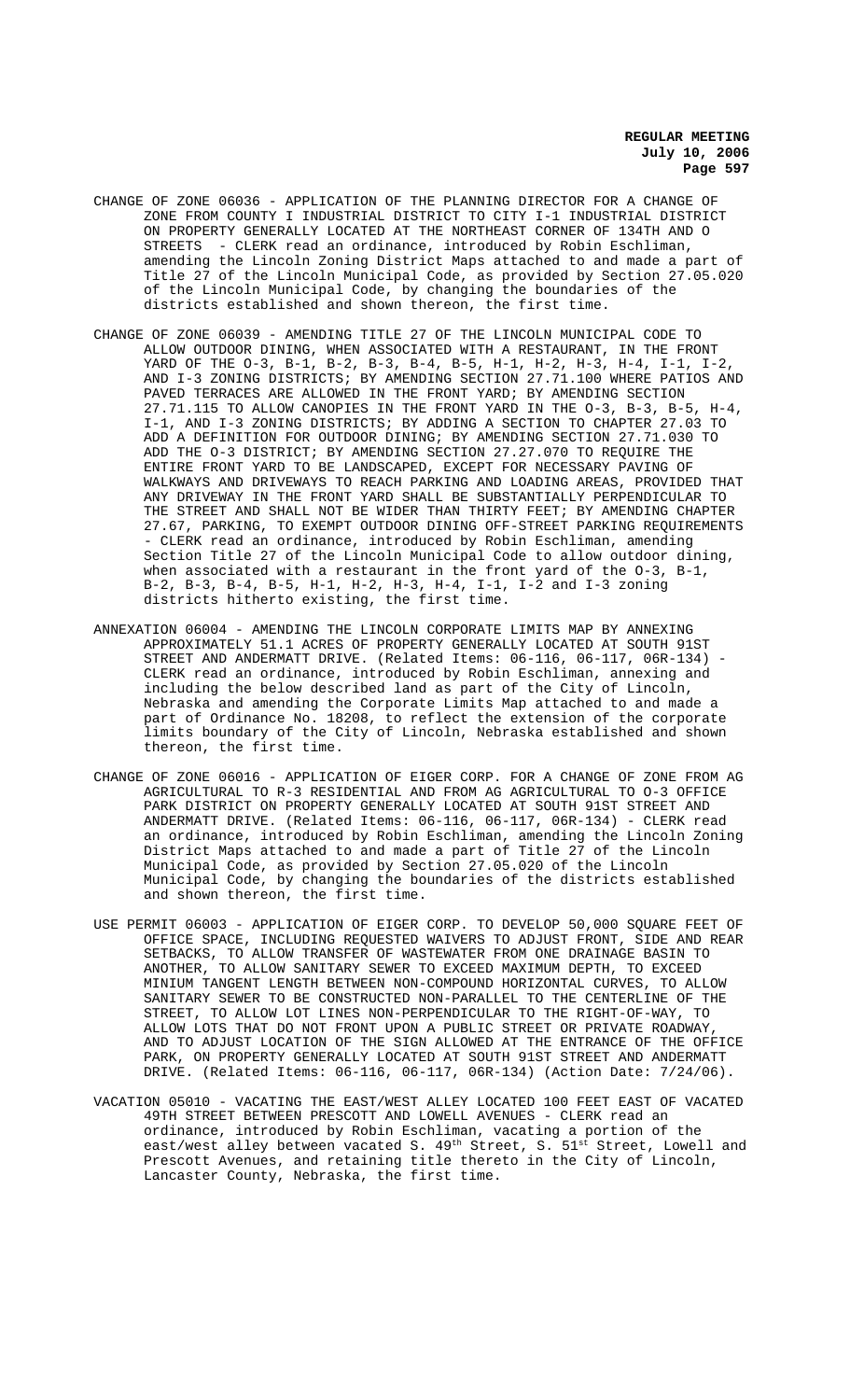CHANGE OF ZONE 06036 - APPLICATION OF THE PLANNING DIRECTOR FOR A CHANGE OF ZONE FROM COUNTY I INDUSTRIAL DISTRICT TO CITY I-1 INDUSTRIAL DISTRICT ON PROPERTY GENERALLY LOCATED AT THE NORTHEAST CORNER OF 134TH AND O STREETS - CLERK read an ordinance, introduced by Robin Eschliman, amending the Lincoln Zoning District Maps attached to and made a part of Title 27 of the Lincoln Municipal Code, as provided by Section 27.05.020 of the Lincoln Municipal Code, by changing the boundaries of the districts established and shown thereon, the first time.

CHANGE OF ZONE 06039 - AMENDING TITLE 27 OF THE LINCOLN MUNICIPAL CODE TO ALLOW OUTDOOR DINING, WHEN ASSOCIATED WITH A RESTAURANT, IN THE FRONT YARD OF THE O-3, B-1, B-2, B-3, B-4, B-5, H-1, H-2, H-3, H-4, I-1, I-2, AND I-3 ZONING DISTRICTS; BY AMENDING SECTION 27.71.100 WHERE PATIOS AND PAVED TERRACES ARE ALLOWED IN THE FRONT YARD; BY AMENDING SECTION 27.71.115 TO ALLOW CANOPIES IN THE FRONT YARD IN THE O-3, B-3, B-5, H-4, I-1, AND I-3 ZONING DISTRICTS; BY ADDING A SECTION TO CHAPTER 27.03 TO ADD A DEFINITION FOR OUTDOOR DINING; BY AMENDING SECTION 27.71.030 TO ADD THE O-3 DISTRICT; BY AMENDING SECTION 27.27.070 TO REQUIRE THE ENTIRE FRONT YARD TO BE LANDSCAPED, EXCEPT FOR NECESSARY PAVING OF WALKWAYS AND DRIVEWAYS TO REACH PARKING AND LOADING AREAS, PROVIDED THAT ANY DRIVEWAY IN THE FRONT YARD SHALL BE SUBSTANTIALLY PERPENDICULAR TO THE STREET AND SHALL NOT BE WIDER THAN THIRTY FEET; BY AMENDING CHAPTER 27.67, PARKING, TO EXEMPT OUTDOOR DINING OFF-STREET PARKING REQUIREMENTS - CLERK read an ordinance, introduced by Robin Eschliman, amending Section Title 27 of the Lincoln Municipal Code to allow outdoor dining, when associated with a restaurant in the front yard of the O-3, B-1, B-2, B-3, B-4, B-5, H-1, H-2, H-3, H-4, I-1, I-2 and I-3 zoning districts hitherto existing, the first time.

ANNEXATION 06004 - AMENDING THE LINCOLN CORPORATE LIMITS MAP BY ANNEXING APPROXIMATELY 51.1 ACRES OF PROPERTY GENERALLY LOCATED AT SOUTH 91ST STREET AND ANDERMATT DRIVE. (Related Items: 06-116, 06-117, 06R-134) - CLERK read an ordinance, introduced by Robin Eschliman, annexing and including the below described land as part of the City of Lincoln, Nebraska and amending the Corporate Limits Map attached to and made a part of Ordinance No. 18208, to reflect the extension of the corporate limits boundary of the City of Lincoln, Nebraska established and shown thereon, the first time.

CHANGE OF ZONE 06016 - APPLICATION OF EIGER CORP. FOR A CHANGE OF ZONE FROM AG AGRICULTURAL TO R-3 RESIDENTIAL AND FROM AG AGRICULTURAL TO O-3 OFFICE PARK DISTRICT ON PROPERTY GENERALLY LOCATED AT SOUTH 91ST STREET AND ANDERMATT DRIVE. (Related Items: 06-116, 06-117, 06R-134) - CLERK read an ordinance, introduced by Robin Eschliman, amending the Lincoln Zoning District Maps attached to and made a part of Title 27 of the Lincoln Municipal Code, as provided by Section 27.05.020 of the Lincoln Municipal Code, by changing the boundaries of the districts established and shown thereon, the first time.

USE PERMIT 06003 - APPLICATION OF EIGER CORP. TO DEVELOP 50,000 SQUARE FEET OF OFFICE SPACE, INCLUDING REQUESTED WAIVERS TO ADJUST FRONT, SIDE AND REAR SETBACKS, TO ALLOW TRANSFER OF WASTEWATER FROM ONE DRAINAGE BASIN TO ANOTHER, TO ALLOW SANITARY SEWER TO EXCEED MAXIMUM DEPTH, TO EXCEED MINIUM TANGENT LENGTH BETWEEN NON-COMPOUND HORIZONTAL CURVES, TO ALLOW SANITARY SEWER TO BE CONSTRUCTED NON-PARALLEL TO THE CENTERLINE OF THE STREET, TO ALLOW LOT LINES NON-PERPENDICULAR TO THE RIGHT-OF-WAY, TO ALLOW LOTS THAT DO NOT FRONT UPON A PUBLIC STREET OR PRIVATE ROADWAY, AND TO ADJUST LOCATION OF THE SIGN ALLOWED AT THE ENTRANCE OF THE OFFICE PARK, ON PROPERTY GENERALLY LOCATED AT SOUTH 91ST STREET AND ANDERMATT DRIVE. (Related Items: 06-116, 06-117, 06R-134) (Action Date: 7/24/06).

VACATION 05010 - VACATING THE EAST/WEST ALLEY LOCATED 100 FEET EAST OF VACATED 49TH STREET BETWEEN PRESCOTT AND LOWELL AVENUES - CLERK read an ordinance, introduced by Robin Eschliman, vacating a portion of the east/west alley between vacated S. 49th Street, S. 51st Street, Lowell and Prescott Avenues, and retaining title thereto in the City of Lincoln, Lancaster County, Nebraska, the first time.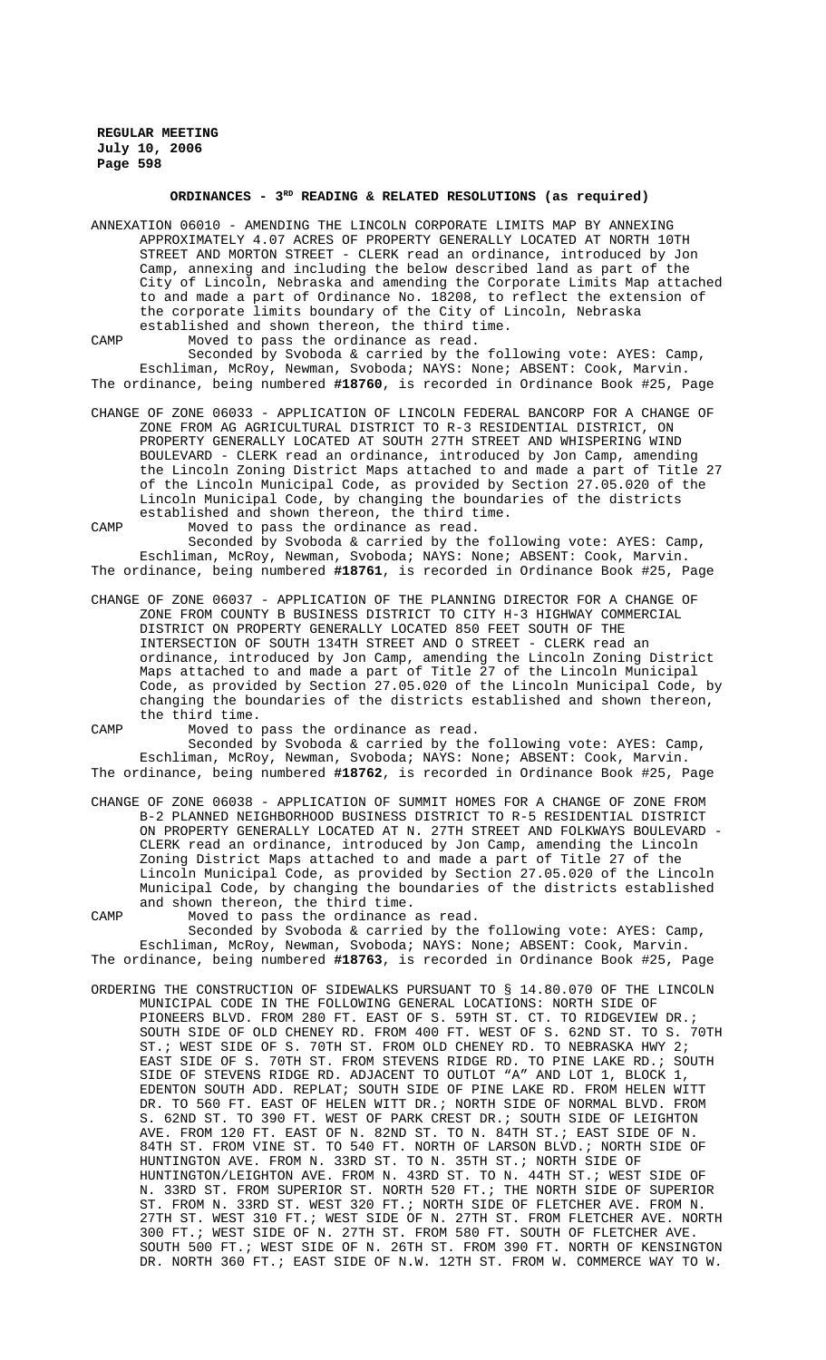## ORDINANCES - 3[RD] READING & RELATED RESOLUTIONS (as required)

ANNEXATION 06010 - AMENDING THE LINCOLN CORPORATE LIMITS MAP BY ANNEXING APPROXIMATELY 4.07 ACRES OF PROPERTY GENERALLY LOCATED AT NORTH 10TH STREET AND MORTON STREET - CLERK read an ordinance, introduced by Jon Camp, annexing and including the below described land as part of the City of Lincoln, Nebraska and amending the Corporate Limits Map attached to and made a part of Ordinance No. 18208, to reflect the extension of the corporate limits boundary of the City of Lincoln, Nebraska established and shown thereon, the third time.

CAMP Moved to pass the ordinance as read.

Seconded by Svoboda & carried by the following vote: AYES: Camp, Eschliman, McRoy, Newman, Svoboda; NAYS: None; ABSENT: Cook, Marvin. The ordinance, being numbered **#18760**, is recorded in Ordinance Book #25, Page

CHANGE OF ZONE 06033 - APPLICATION OF LINCOLN FEDERAL BANCORP FOR A CHANGE OF ZONE FROM AG AGRICULTURAL DISTRICT TO R-3 RESIDENTIAL DISTRICT, ON PROPERTY GENERALLY LOCATED AT SOUTH 27TH STREET AND WHISPERING WIND BOULEVARD - CLERK read an ordinance, introduced by Jon Camp, amending the Lincoln Zoning District Maps attached to and made a part of Title 27 of the Lincoln Municipal Code, as provided by Section 27.05.020 of the Lincoln Municipal Code, by changing the boundaries of the districts established and shown thereon, the third time.

CAMP Moved to pass the ordinance as read.

Seconded by Svoboda & carried by the following vote: AYES: Camp, Eschliman, McRoy, Newman, Svoboda; NAYS: None; ABSENT: Cook, Marvin. The ordinance, being numbered **#18761**, is recorded in Ordinance Book #25, Page

CHANGE OF ZONE 06037 - APPLICATION OF THE PLANNING DIRECTOR FOR A CHANGE OF ZONE FROM COUNTY B BUSINESS DISTRICT TO CITY H-3 HIGHWAY COMMERCIAL DISTRICT ON PROPERTY GENERALLY LOCATED 850 FEET SOUTH OF THE INTERSECTION OF SOUTH 134TH STREET AND O STREET - CLERK read an ordinance, introduced by Jon Camp, amending the Lincoln Zoning District Maps attached to and made a part of Title 27 of the Lincoln Municipal Code, as provided by Section 27.05.020 of the Lincoln Municipal Code, by changing the boundaries of the districts established and shown thereon, the third time.

CAMP Moved to pass the ordinance as read.

Seconded by Svoboda & carried by the following vote: AYES: Camp, Eschliman, McRoy, Newman, Svoboda; NAYS: None; ABSENT: Cook, Marvin. The ordinance, being numbered **#18762**, is recorded in Ordinance Book #25, Page

CHANGE OF ZONE 06038 - APPLICATION OF SUMMIT HOMES FOR A CHANGE OF ZONE FROM B-2 PLANNED NEIGHBORHOOD BUSINESS DISTRICT TO R-5 RESIDENTIAL DISTRICT ON PROPERTY GENERALLY LOCATED AT N. 27TH STREET AND FOLKWAYS BOULEVARD - CLERK read an ordinance, introduced by Jon Camp, amending the Lincoln Zoning District Maps attached to and made a part of Title 27 of the Lincoln Municipal Code, as provided by Section 27.05.020 of the Lincoln Municipal Code, by changing the boundaries of the districts established and shown thereon, the third time.

CAMP Moved to pass the ordinance as read.

Seconded by Svoboda & carried by the following vote: AYES: Camp, Eschliman, McRoy, Newman, Svoboda; NAYS: None; ABSENT: Cook, Marvin. The ordinance, being numbered **#18763**, is recorded in Ordinance Book #25, Page

ORDERING THE CONSTRUCTION OF SIDEWALKS PURSUANT TO § 14.80.070 OF THE LINCOLN MUNICIPAL CODE IN THE FOLLOWING GENERAL LOCATIONS: NORTH SIDE OF PIONEERS BLVD. FROM 280 FT. EAST OF S. 59TH ST. CT. TO RIDGEVIEW DR.; SOUTH SIDE OF OLD CHENEY RD. FROM 400 FT. WEST OF S. 62ND ST. TO S. 70TH ST.; WEST SIDE OF S. 70TH ST. FROM OLD CHENEY RD. TO NEBRASKA HWY 2; EAST SIDE OF S. 70TH ST. FROM STEVENS RIDGE RD. TO PINE LAKE RD.; SOUTH SIDE OF STEVENS RIDGE RD. ADJACENT TO OUTLOT "A" AND LOT 1, BLOCK 1, EDENTON SOUTH ADD. REPLAT; SOUTH SIDE OF PINE LAKE RD. FROM HELEN WITT DR. TO 560 FT. EAST OF HELEN WITT DR.; NORTH SIDE OF NORMAL BLVD. FROM S. 62ND ST. TO 390 FT. WEST OF PARK CREST DR.; SOUTH SIDE OF LEIGHTON AVE. FROM 120 FT. EAST OF N. 82ND ST. TO N. 84TH ST.; EAST SIDE OF N. 84TH ST. FROM VINE ST. TO 540 FT. NORTH OF LARSON BLVD.; NORTH SIDE OF HUNTINGTON AVE. FROM N. 33RD ST. TO N. 35TH ST.; NORTH SIDE OF HUNTINGTON/LEIGHTON AVE. FROM N. 43RD ST. TO N. 44TH ST.; WEST SIDE OF N. 33RD ST. FROM SUPERIOR ST. NORTH 520 FT.; THE NORTH SIDE OF SUPERIOR ST. FROM N. 33RD ST. WEST 320 FT.; NORTH SIDE OF FLETCHER AVE. FROM N. 27TH ST. WEST 310 FT.; WEST SIDE OF N. 27TH ST. FROM FLETCHER AVE. NORTH 300 FT.; WEST SIDE OF N. 27TH ST. FROM 580 FT. SOUTH OF FLETCHER AVE. SOUTH 500 FT.; WEST SIDE OF N. 26TH ST. FROM 390 FT. NORTH OF KENSINGTON DR. NORTH 360 FT.; EAST SIDE OF N.W. 12TH ST. FROM W. COMMERCE WAY TO W.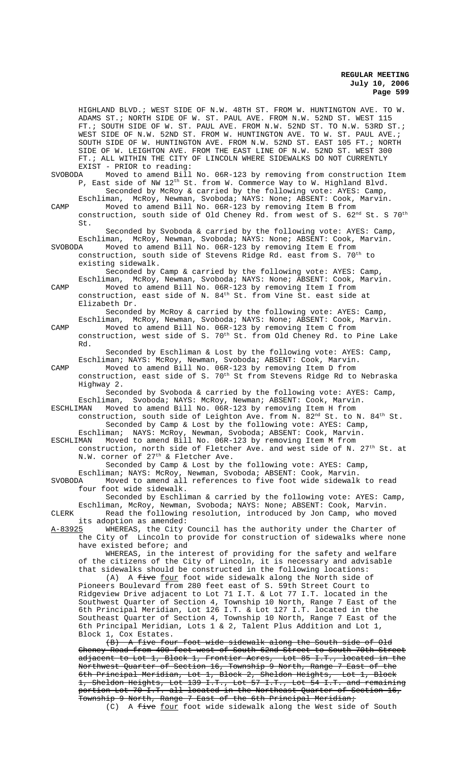HIGHLAND BLVD.; WEST SIDE OF N.W. 48TH ST. FROM W. HUNTINGTON AVE. TO W. ADAMS ST.; NORTH SIDE OF W. ST. PAUL AVE. FROM N.W. 52ND ST. WEST 115 FT.; SOUTH SIDE OF W. ST. PAUL AVE. FROM N.W. 52ND ST. TO N.W. 53RD ST.; WEST SIDE OF N.W. 52ND ST. FROM W. HUNTINGTON AVE. TO W. ST. PAUL AVE.; SOUTH SIDE OF W. HUNTINGTON AVE. FROM N.W. 52ND ST. EAST 105 FT.; NORTH SIDE OF W. LEIGHTON AVE. FROM THE EAST LINE OF N.W. 52ND ST. WEST 300 FT.; ALL WITHIN THE CITY OF LINCOLN WHERE SIDEWALKS DO NOT CURRENTLY EXIST - PRIOR to reading:

SVOBODA Moved to amend Bill No. 06R-123 by removing from construction Item P, East side of NW 12th St. from W. Commerce Way to W. Highland Blvd.

Seconded by McRoy & carried by the following vote: AYES: Camp, Eschliman, McRoy, Newman, Svoboda; NAYS: None; ABSENT: Cook, Marvin.

CAMP Moved to amend Bill No. 06R-123 by removing Item B from construction, south side of Old Cheney Rd. from west of S. 62nd St. S 70th St.

Seconded by Svoboda & carried by the following vote: AYES: Camp, Eschliman, McRoy, Newman, Svoboda; NAYS: None; ABSENT: Cook, Marvin.

SVOBODA Moved to amend Bill No. 06R-123 by removing Item E from construction, south side of Stevens Ridge Rd. east from S. 70th to existing sidewalk.

Seconded by Camp & carried by the following vote: AYES: Camp, Eschliman, McRoy, Newman, Svoboda; NAYS: None; ABSENT: Cook, Marvin.

CAMP Moved to amend Bill No. 06R-123 by removing Item I from construction, east side of N. 84th St. from Vine St. east side at Elizabeth Dr.

Seconded by McRoy & carried by the following vote: AYES: Camp, Eschliman, McRoy, Newman, Svoboda; NAYS: None; ABSENT: Cook, Marvin.

CAMP Moved to amend Bill No. 06R-123 by removing Item C from construction, west side of S. 70th St. from Old Cheney Rd. to Pine Lake Rd.

Seconded by Eschliman & Lost by the following vote: AYES: Camp, Eschliman; NAYS: McRoy, Newman, Svoboda; ABSENT: Cook, Marvin.

CAMP Moved to amend Bill No. 06R-123 by removing Item D from construction, east side of S. 70th St from Stevens Ridge Rd to Nebraska Highway 2.

Seconded by Svoboda & carried by the following vote: AYES: Camp, Eschliman, Svoboda; NAYS: McRoy, Newman; ABSENT: Cook, Marvin.

ESCHLIMAN Moved to amend Bill No. 06R-123 by removing Item H from construction, south side of Leighton Ave. from N. 82nd St. to N. 84th St.

Seconded by Camp & Lost by the following vote: AYES: Camp, Eschliman; NAYS: McRoy, Newman, Svoboda; ABSENT: Cook, Marvin.

ESCHLIMAN Moved to amend Bill No. 06R-123 by removing Item M from construction, north side of Fletcher Ave. and west side of N. 27th St. at N.W. corner of 27th & Fletcher Ave.

Seconded by Camp & Lost by the following vote: AYES: Camp, Eschliman; NAYS: McRoy, Newman, Svoboda; ABSENT: Cook, Marvin.

SVOBODA Moved to amend all references to five foot wide sidewalk to read four foot wide sidewalk.

Seconded by Eschliman & carried by the following vote: AYES: Camp, Eschliman, McRoy, Newman, Svoboda; NAYS: None; ABSENT: Cook, Marvin.

CLERK Read the following resolution, introduced by Jon Camp, who moved its adoption as amended:

A-83925 WHEREAS, the City Council has the authority under the Charter of the City of Lincoln to provide for construction of sidewalks where none have existed before; and

WHEREAS, in the interest of providing for the safety and welfare of the citizens of the City of Lincoln, it is necessary and advisable that sidewalks should be constructed in the following locations:

(A) A ~~five~~ four foot wide sidewalk along the North side of Pioneers Boulevard from 280 feet east of S. 59th Street Court to Ridgeview Drive adjacent to Lot 71 I.T. & Lot 77 I.T. located in the Southwest Quarter of Section 4, Township 10 North, Range 7 East of the 6th Principal Meridian, Lot 126 I.T. & Lot 127 I.T. located in the Southeast Quarter of Section 4, Township 10 North, Range 7 East of the 6th Principal Meridian, Lots 1 & 2, Talent Plus Addition and Lot 1, Block 1, Cox Estates.

~~(B) A five four foot wide sidewalk along the South side of Old Cheney Road from 400 feet west of South 62nd Street to South 70th Street adjacent to Lot 1, Block 1, Frontier Acres, Lot 85 I.T., located in the Northwest Quarter of Section 16, Township 9 North, Range 7 East of the 6th Principal Meridian, Lot 1, Block 2, Sheldon Heights, Lot 1, Block 1, Sheldon Heights, Lot 139 I.T., Lot 57 I.T., Lot 54 I.T. and remaining portion Lot 70 I.T. all located in the Northeast Quarter of Section 16, Township 9 North, Range 7 East of the 6th Principal Meridian;~~

(C) A ~~five~~ four foot wide sidewalk along the West side of South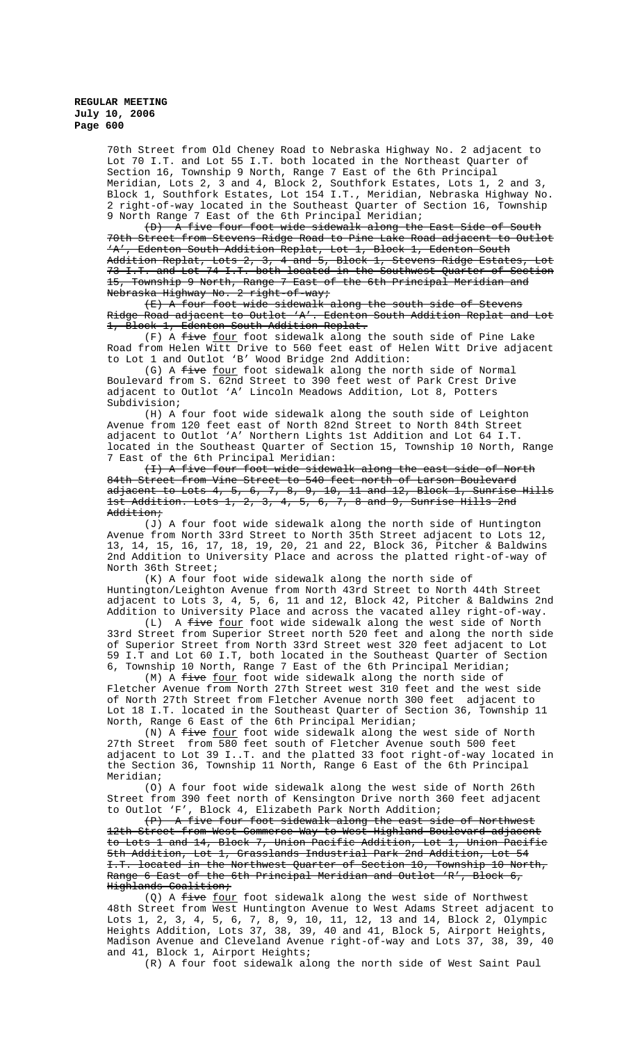70th Street from Old Cheney Road to Nebraska Highway No. 2 adjacent to Lot 70 I.T. and Lot 55 I.T. both located in the Northeast Quarter of Section 16, Township 9 North, Range 7 East of the 6th Principal Meridian, Lots 2, 3 and 4, Block 2, Southfork Estates, Lots 1, 2 and 3, Block 1, Southfork Estates, Lot 154 I.T., Meridian, Nebraska Highway No. 2 right-of-way located in the Southeast Quarter of Section 16, Township 9 North Range 7 East of the 6th Principal Meridian;

~~(D) A five four foot wide sidewalk along the East Side of South 70th Street from Stevens Ridge Road to Pine Lake Road adjacent to Outlot 'A', Edenton South Addition Replat, Lot 1, Block 1, Edenton South Addition Replat, Lots 2, 3, 4 and 5, Block 1, Stevens Ridge Estates, Lot 73 I.T. and Lot 74 I.T. both located in the Southwest Quarter of Section 15, Township 9 North, Range 7 East of the 6th Principal Meridian and Nebraska Highway No. 2 right-of-way;~~

~~(E) A four foot wide sidewalk along the south side of Stevens Ridge Road adjacent to Outlot 'A'. Edenton South Addition Replat and Lot 1, Block 1, Edenton South Addition Replat.~~

(F) A ~~five~~ <u>four</u> foot sidewalk along the south side of Pine Lake Road from Helen Witt Drive to 560 feet east of Helen Witt Drive adjacent to Lot 1 and Outlot 'B' Wood Bridge 2nd Addition:

(G) A ~~five~~ <u>four</u> foot wide sidewalk along the north side of Normal Boulevard from S. 62nd Street to 390 feet west of Park Crest Drive adjacent to Outlot 'A' Lincoln Meadows Addition, Lot 8, Potters Subdivision;

(H) A four foot wide sidewalk along the south side of Leighton Avenue from 120 feet east of North 82nd Street to North 84th Street adjacent to Outlot 'A' Northern Lights 1st Addition and Lot 64 I.T. located in the Southeast Quarter of Section 15, Township 10 North, Range 7 East of the 6th Principal Meridian:

~~(I) A five four foot wide sidewalk along the east side of North 84th Street from Vine Street to 540 feet north of Larson Boulevard adjacent to Lots 4, 5, 6, 7, 8, 9, 10, 11 and 12, Block 1, Sunrise Hills 1st Addition. Lots 1, 2, 3, 4, 5, 6, 7, 8 and 9, Sunrise Hills 2nd Addition;~~

(J) A four foot wide sidewalk along the north side of Huntington Avenue from North 33rd Street to North 35th Street adjacent to Lots 12, 13, 14, 15, 16, 17, 18, 19, 20, 21 and 22, Block 36, Pitcher & Baldwins 2nd Addition to University Place and across the platted right-of-way of North 36th Street;

(K) A four foot wide sidewalk along the north side of Huntington/Leighton Avenue from North 43rd Street to North 44th Street adjacent to Lots 3, 4, 5, 6, 11 and 12, Block 42, Pitcher & Baldwins 2nd Addition to University Place and across the vacated alley right-of-way.

(L) A ~~five~~ <u>four</u> foot wide sidewalk along the west side of North 33rd Street from Superior Street north 520 feet and along the north side of Superior Street from North 33rd Street west 320 feet adjacent to Lot 59 I.T and Lot 60 I.T, both located in the Southeast Quarter of Section 6, Township 10 North, Range 7 East of the 6th Principal Meridian;

(M) A ~~five~~ <u>four</u> foot wide sidewalk along the north side of Fletcher Avenue from North 27th Street west 310 feet and the west side of North 27th Street from Fletcher Avenue north 300 feet adjacent to Lot 18 I.T. located in the Southeast Quarter of Section 36, Township 11 North, Range 6 East of the 6th Principal Meridian;

(N) A ~~five~~ <u>four</u> foot wide sidewalk along the west side of North 27th Street from 580 feet south of Fletcher Avenue south 500 feet adjacent to Lot 39 I..T. and the platted 33 foot right-of-way located in the Section 36, Township 11 North, Range 6 East of the 6th Principal Meridian;

(O) A four foot wide sidewalk along the west side of North 26th Street from 390 feet north of Kensington Drive north 360 feet adjacent to Outlot 'F', Block 4, Elizabeth Park North Addition;

~~(P) A five four foot sidewalk along the east side of Northwest 12th Street from West Commerce Way to West Highland Boulevard adjacent to Lots 1 and 14, Block 7, Union Pacific Addition, Lot 1, Union Pacific 5th Addition, Lot 1, Grasslands Industrial Park 2nd Addition, Lot 54 I.T. located in the Northwest Quarter of Section 10, Township 10 North, Range 6 East of the 6th Principal Meridian and Outlot 'R', Block 6, Highlands Coalition;~~

(Q) A ~~five~~ <u>four</u> foot wide sidewalk along the west side of Northwest 48th Street from West Huntington Avenue to West Adams Street adjacent to Lots 1, 2, 3, 4, 5, 6, 7, 8, 9, 10, 11, 12, 13 and 14, Block 2, Olympic Heights Addition, Lots 37, 38, 39, 40 and 41, Block 5, Airport Heights, Madison Avenue and Cleveland Avenue right-of-way and Lots 37, 38, 39, 40 and 41, Block 1, Airport Heights;

(R) A four foot sidewalk along the north side of West Saint Paul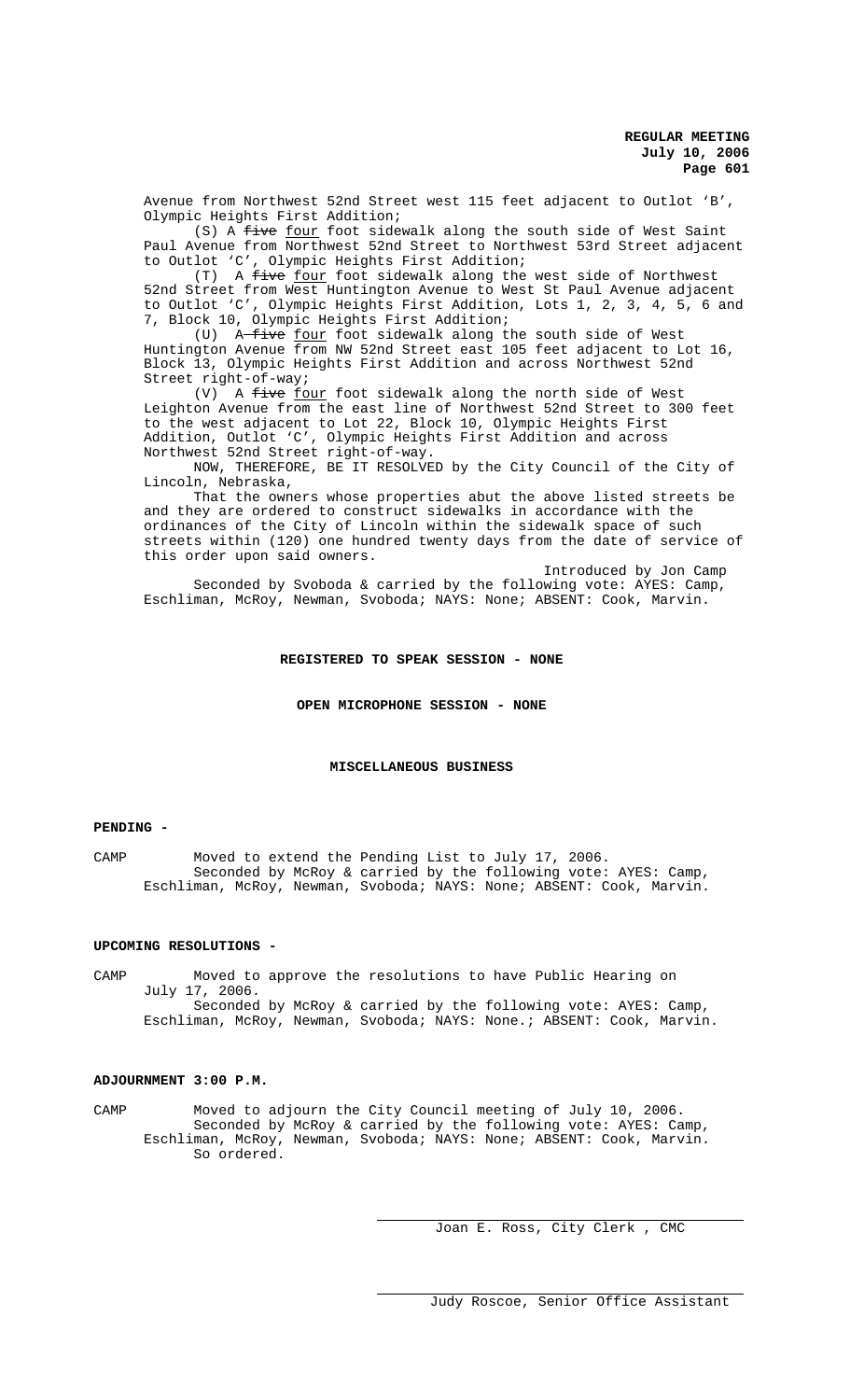Avenue from Northwest 52nd Street west 115 feet adjacent to Outlot 'B', Olympic Heights First Addition;

(S) A ~~five~~ four foot sidewalk along the south side of West Saint Paul Avenue from Northwest 52nd Street to Northwest 53rd Street adjacent to Outlot 'C', Olympic Heights First Addition;

(T) A ~~five~~ four foot sidewalk along the west side of Northwest 52nd Street from West Huntington Avenue to West St Paul Avenue adjacent to Outlot 'C', Olympic Heights First Addition, Lots 1, 2, 3, 4, 5, 6 and 7, Block 10, Olympic Heights First Addition;

(U) A ~~five~~ four foot sidewalk along the south side of West Huntington Avenue from NW 52nd Street east 105 feet adjacent to Lot 16, Block 13, Olympic Heights First Addition and across Northwest 52nd Street right-of-way;

(V) A ~~five~~ four foot sidewalk along the north side of West Leighton Avenue from the east line of Northwest 52nd Street to 300 feet to the west adjacent to Lot 22, Block 10, Olympic Heights First Addition, Outlot 'C', Olympic Heights First Addition and across Northwest 52nd Street right-of-way.

NOW, THEREFORE, BE IT RESOLVED by the City Council of the City of Lincoln, Nebraska,

That the owners whose properties abut the above listed streets be and they are ordered to construct sidewalks in accordance with the ordinances of the City of Lincoln within the sidewalk space of such streets within (120) one hundred twenty days from the date of service of this order upon said owners.

Introduced by Jon Camp

Seconded by Svoboda & carried by the following vote: AYES: Camp, Eschliman, McRoy, Newman, Svoboda; NAYS: None; ABSENT: Cook, Marvin.

**REGISTERED TO SPEAK SESSION - NONE**

**OPEN MICROPHONE SESSION - NONE**

**MISCELLANEOUS BUSINESS**

**PENDING -**

CAMP Moved to extend the Pending List to July 17, 2006.
Seconded by McRoy & carried by the following vote: AYES: Camp, Eschliman, McRoy, Newman, Svoboda; NAYS: None; ABSENT: Cook, Marvin.

**UPCOMING RESOLUTIONS -**

CAMP Moved to approve the resolutions to have Public Hearing on July 17, 2006.
Seconded by McRoy & carried by the following vote: AYES: Camp, Eschliman, McRoy, Newman, Svoboda; NAYS: None.; ABSENT: Cook, Marvin.

**ADJOURNMENT 3:00 P.M.**

CAMP Moved to adjourn the City Council meeting of July 10, 2006.
Seconded by McRoy & carried by the following vote: AYES: Camp, Eschliman, McRoy, Newman, Svoboda; NAYS: None; ABSENT: Cook, Marvin.
So ordered.

Joan E. Ross, City Clerk , CMC

Judy Roscoe, Senior Office Assistant